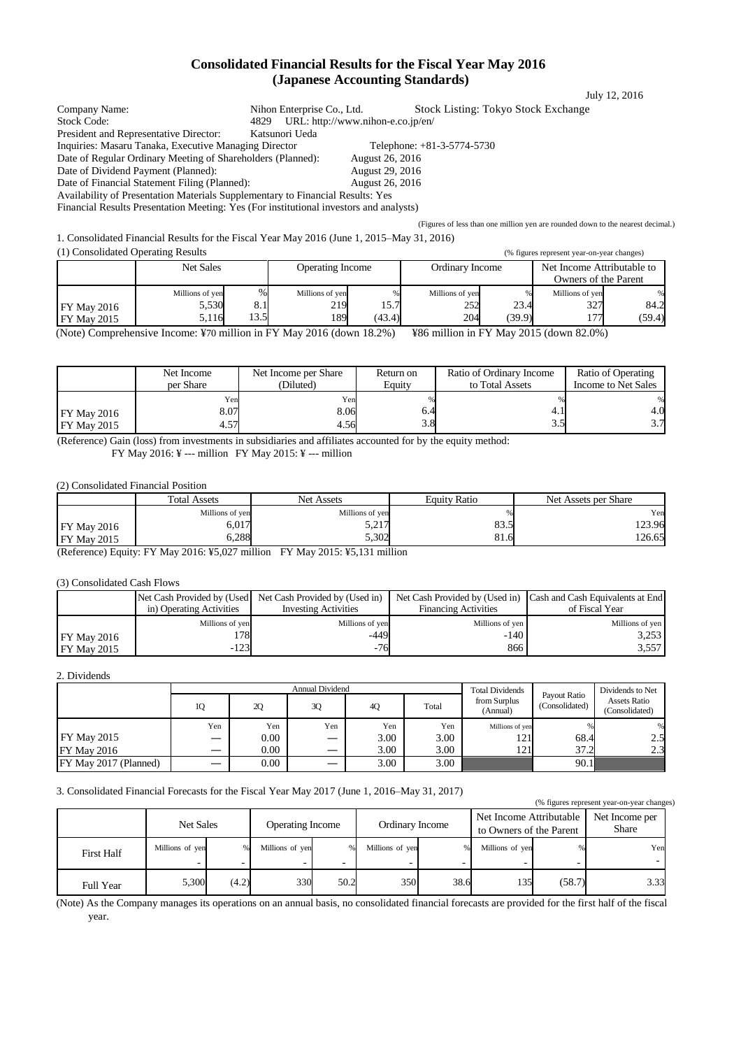# Consolidated Financial Results for the Fiscal Year May 2016
## (Japanese Accounting Standards)

July 12, 2016

Company Name: Nihon Enterprise Co., Ltd. Stock Listing: Tokyo Stock Exchange
Stock Code: 4829 URL: http://www.nihon-e.co.jp/en/
President and Representative Director: Katsunori Ueda
Inquiries: Masaru Tanaka, Executive Managing Director Telephone: +81-3-5774-5730
Date of Regular Ordinary Meeting of Shareholders (Planned): August 26, 2016
Date of Dividend Payment (Planned): August 29, 2016
Date of Financial Statement Filing (Planned): August 26, 2016
Availability of Presentation Materials Supplementary to Financial Results: Yes
Financial Results Presentation Meeting: Yes (For institutional investors and analysts)

(Figures of less than one million yen are rounded down to the nearest decimal.)

1. Consolidated Financial Results for the Fiscal Year May 2016 (June 1, 2015–May 31, 2016)

(1) Consolidated Operating Results (% figures represent year-on-year changes)

| | Net Sales | | Operating Income | | Ordinary Income | | Net Income Attributable to Owners of the Parent | |
|---|---|---|---|---|---|---|---|---|
| | Millions of yen | % | Millions of yen | % | Millions of yen | % | Millions of yen | % |
| FY May 2016 | 5,530 | 8.1 | 219 | 15.7 | 252 | 23.4 | 327 | 84.2 |
| FY May 2015 | 5,116 | 13.5 | 189 | (43.4) | 204 | (39.9) | 177 | (59.4) |

(Note) Comprehensive Income: ¥70 million in FY May 2016 (down 18.2%) ¥86 million in FY May 2015 (down 82.0%)

| | Net Income per Share | Net Income per Share (Diluted) | Return on Equity | Ratio of Ordinary Income to Total Assets | Ratio of Operating Income to Net Sales |
|---|---|---|---|---|---|
| | Yen | Yen | % | % | % |
| FY May 2016 | 8.07 | 8.06 | 6.4 | 4.1 | 4.0 |
| FY May 2015 | 4.57 | 4.56 | 3.8 | 3.5 | 3.7 |

(Reference) Gain (loss) from investments in subsidiaries and affiliates accounted for by the equity method:
FY May 2016: ¥ --- million FY May 2015: ¥ --- million

(2) Consolidated Financial Position

| | Total Assets | Net Assets | Equity Ratio | Net Assets per Share |
|---|---|---|---|---|
| | Millions of yen | Millions of yen | % | Yen |
| FY May 2016 | 6,017 | 5,217 | 83.5 | 123.96 |
| FY May 2015 | 6,288 | 5,302 | 81.6 | 126.65 |

(Reference) Equity: FY May 2016: ¥5,027 million FY May 2015: ¥5,131 million

(3) Consolidated Cash Flows

| | Net Cash Provided by (Used in) Operating Activities | Net Cash Provided by (Used in) Investing Activities | Net Cash Provided by (Used in) Financing Activities | Cash and Cash Equivalents at End of Fiscal Year |
|---|---|---|---|---|
| | Millions of yen | Millions of yen | Millions of yen | Millions of yen |
| FY May 2016 | 178 | -449 | -140 | 3,253 |
| FY May 2015 | -123 | -76 | 866 | 3,557 |

2. Dividends

| | Annual Dividend | | | | | Total Dividends from Surplus (Annual) | Payout Ratio (Consolidated) | Dividends to Net Assets Ratio (Consolidated) |
|---|---|---|---|---|---|---|---|---|
| | 1Q | 2Q | 3Q | 4Q | Total | | | |
| | Yen | Yen | Yen | Yen | Yen | Millions of yen | % | % |
| FY May 2015 | — | 0.00 | — | 3.00 | 3.00 | 121 | 68.4 | 2.5 |
| FY May 2016 | — | 0.00 | — | 3.00 | 3.00 | 121 | 37.2 | 2.3 |
| FY May 2017 (Planned) | — | 0.00 | — | 3.00 | 3.00 | | 90.1 | |

3. Consolidated Financial Forecasts for the Fiscal Year May 2017 (June 1, 2016–May 31, 2017)

(% figures represent year-on-year changes)

| | Net Sales | | Operating Income | | Ordinary Income | | Net Income Attributable to Owners of the Parent | | Net Income per Share |
|---|---|---|---|---|---|---|---|---|---|
| | Millions of yen | % | Millions of yen | % | Millions of yen | % | Millions of yen | % | Yen |
| First Half | - | - | - | - | - | - | - | - | - |
| Full Year | 5,300 | (4.2) | 330 | 50.2 | 350 | 38.6 | 135 | (58.7) | 3.33 |

(Note) As the Company manages its operations on an annual basis, no consolidated financial forecasts are provided for the first half of the fiscal year.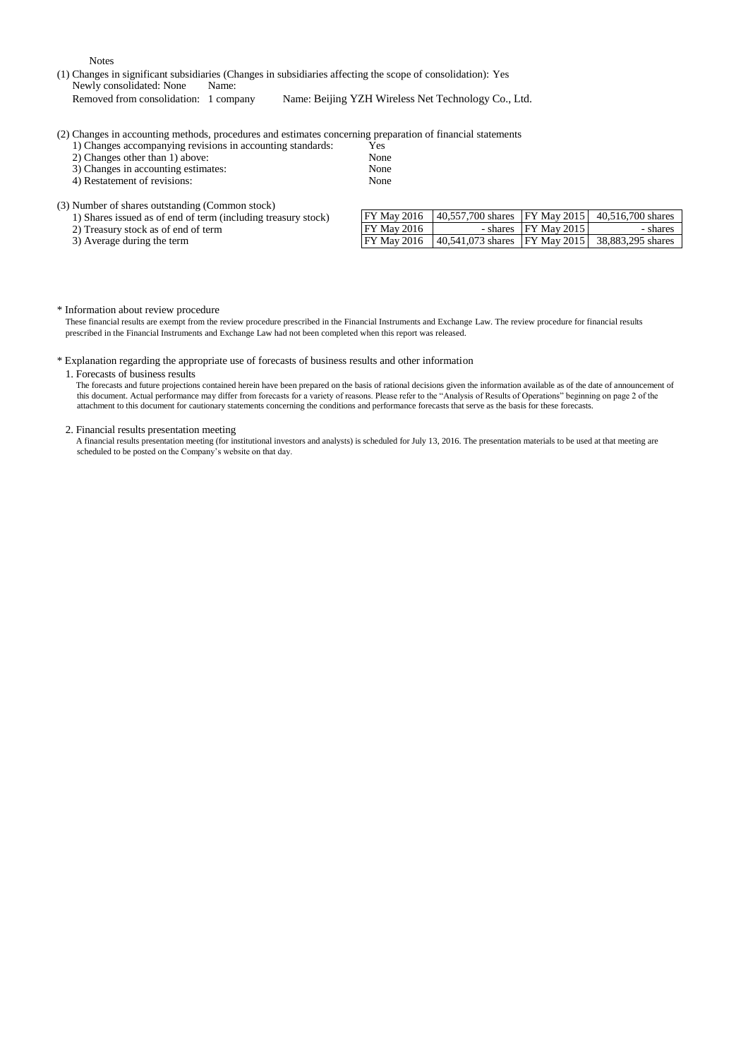Notes

(1) Changes in significant subsidiaries (Changes in subsidiaries affecting the scope of consolidation): Yes

Newly consolidated: None Name:

Removed from consolidation: 1 company Name: Beijing YZH Wireless Net Technology Co., Ltd.

(2) Changes in accounting methods, procedures and estimates concerning preparation of financial statements

1) Changes accompanying revisions in accounting standards: Yes
2) Changes other than 1) above: None
3) Changes in accounting estimates: None
4) Restatement of revisions: None

(3) Number of shares outstanding (Common stock)

| | | | | |
|---|---|---|---|---|
| 1) Shares issued as of end of term (including treasury stock) | FY May 2016 | 40,557,700 shares | FY May 2015 | 40,516,700 shares |
| 2) Treasury stock as of end of term | FY May 2016 | - shares | FY May 2015 | - shares |
| 3) Average during the term | FY May 2016 | 40,541,073 shares | FY May 2015 | 38,883,295 shares |

\* Information about review procedure

These financial results are exempt from the review procedure prescribed in the Financial Instruments and Exchange Law. The review procedure for financial results prescribed in the Financial Instruments and Exchange Law had not been completed when this report was released.

\* Explanation regarding the appropriate use of forecasts of business results and other information

1. Forecasts of business results

The forecasts and future projections contained herein have been prepared on the basis of rational decisions given the information available as of the date of announcement of this document. Actual performance may differ from forecasts for a variety of reasons. Please refer to the "Analysis of Results of Operations" beginning on page 2 of the attachment to this document for cautionary statements concerning the conditions and performance forecasts that serve as the basis for these forecasts.

2. Financial results presentation meeting

A financial results presentation meeting (for institutional investors and analysts) is scheduled for July 13, 2016. The presentation materials to be used at that meeting are scheduled to be posted on the Company's website on that day.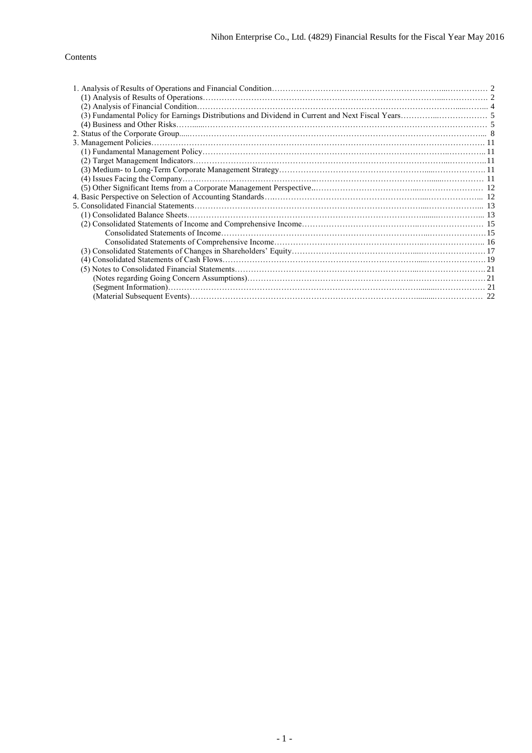Contents

| | |
|---|---|
| 1. Analysis of Results of Operations and Financial Condition | 2 |
| (1) Analysis of Results of Operations | 2 |
| (2) Analysis of Financial Condition | 4 |
| (3) Fundamental Policy for Earnings Distributions and Dividend in Current and Next Fiscal Years | 5 |
| (4) Business and Other Risks | 5 |
| 2. Status of the Corporate Group | 8 |
| 3. Management Policies | 11 |
| (1) Fundamental Management Policy | 11 |
| (2) Target Management Indicators | 11 |
| (3) Medium- to Long-Term Corporate Management Strategy | 11 |
| (4) Issues Facing the Company | 11 |
| (5) Other Significant Items from a Corporate Management Perspective | 12 |
| 4. Basic Perspective on Selection of Accounting Standards | 12 |
| 5. Consolidated Financial Statements | 13 |
| (1) Consolidated Balance Sheets | 13 |
| (2) Consolidated Statements of Income and Comprehensive Income | 15 |
| Consolidated Statements of Income | 15 |
| Consolidated Statements of Comprehensive Income | 16 |
| (3) Consolidated Statements of Changes in Shareholders' Equity | 17 |
| (4) Consolidated Statements of Cash Flows | 19 |
| (5) Notes to Consolidated Financial Statements | 21 |
| (Notes regarding Going Concern Assumptions) | 21 |
| (Segment Information) | 21 |
| (Material Subsequent Events) | 22 |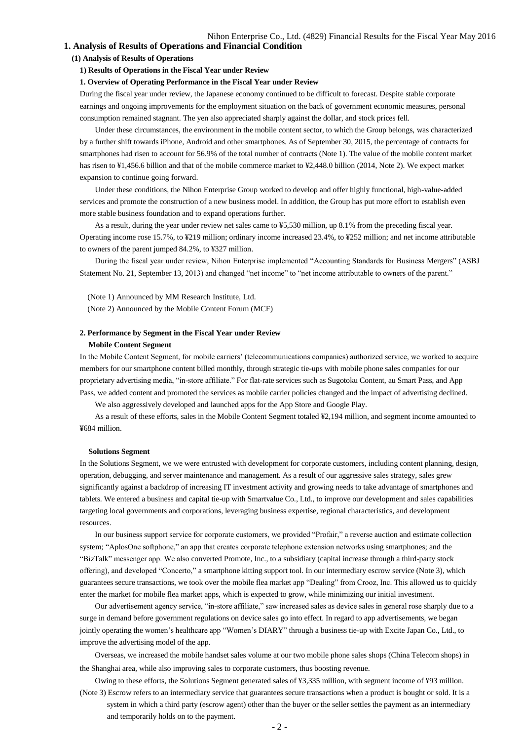# 1. Analysis of Results of Operations and Financial Condition

## (1) Analysis of Results of Operations

### 1) Results of Operations in the Fiscal Year under Review

#### 1. Overview of Operating Performance in the Fiscal Year under Review

During the fiscal year under review, the Japanese economy continued to be difficult to forecast. Despite stable corporate earnings and ongoing improvements for the employment situation on the back of government economic measures, personal consumption remained stagnant. The yen also appreciated sharply against the dollar, and stock prices fell.

Under these circumstances, the environment in the mobile content sector, to which the Group belongs, was characterized by a further shift towards iPhone, Android and other smartphones. As of September 30, 2015, the percentage of contracts for smartphones had risen to account for 56.9% of the total number of contracts (Note 1). The value of the mobile content market has risen to ¥1,456.6 billion and that of the mobile commerce market to ¥2,448.0 billion (2014, Note 2). We expect market expansion to continue going forward.

Under these conditions, the Nihon Enterprise Group worked to develop and offer highly functional, high-value-added services and promote the construction of a new business model. In addition, the Group has put more effort to establish even more stable business foundation and to expand operations further.

As a result, during the year under review net sales came to ¥5,530 million, up 8.1% from the preceding fiscal year. Operating income rose 15.7%, to ¥219 million; ordinary income increased 23.4%, to ¥252 million; and net income attributable to owners of the parent jumped 84.2%, to ¥327 million.

During the fiscal year under review, Nihon Enterprise implemented "Accounting Standards for Business Mergers" (ASBJ Statement No. 21, September 13, 2013) and changed "net income" to "net income attributable to owners of the parent."

(Note 1) Announced by MM Research Institute, Ltd.

(Note 2) Announced by the Mobile Content Forum (MCF)

#### 2. Performance by Segment in the Fiscal Year under Review

**Mobile Content Segment**

In the Mobile Content Segment, for mobile carriers' (telecommunications companies) authorized service, we worked to acquire members for our smartphone content billed monthly, through strategic tie-ups with mobile phone sales companies for our proprietary advertising media, "in-store affiliate." For flat-rate services such as Sugotoku Content, au Smart Pass, and App Pass, we added content and promoted the services as mobile carrier policies changed and the impact of advertising declined.

We also aggressively developed and launched apps for the App Store and Google Play.

As a result of these efforts, sales in the Mobile Content Segment totaled ¥2,194 million, and segment income amounted to ¥684 million.

**Solutions Segment**

In the Solutions Segment, we we were entrusted with development for corporate customers, including content planning, design, operation, debugging, and server maintenance and management. As a result of our aggressive sales strategy, sales grew significantly against a backdrop of increasing IT investment activity and growing needs to take advantage of smartphones and tablets. We entered a business and capital tie-up with Smartvalue Co., Ltd., to improve our development and sales capabilities targeting local governments and corporations, leveraging business expertise, regional characteristics, and development resources.

In our business support service for corporate customers, we provided "Profair," a reverse auction and estimate collection system; "AplosOne softphone," an app that creates corporate telephone extension networks using smartphones; and the "BizTalk" messenger app. We also converted Promote, Inc., to a subsidiary (capital increase through a third-party stock offering), and developed "Concerto," a smartphone kitting support tool. In our intermediary escrow service (Note 3), which guarantees secure transactions, we took over the mobile flea market app "Dealing" from Crooz, Inc. This allowed us to quickly enter the market for mobile flea market apps, which is expected to grow, while minimizing our initial investment.

Our advertisement agency service, "in-store affiliate," saw increased sales as device sales in general rose sharply due to a surge in demand before government regulations on device sales go into effect. In regard to app advertisements, we began jointly operating the women's healthcare app "Women's DIARY" through a business tie-up with Excite Japan Co., Ltd., to improve the advertising model of the app.

Overseas, we increased the mobile handset sales volume at our two mobile phone sales shops (China Telecom shops) in the Shanghai area, while also improving sales to corporate customers, thus boosting revenue.

Owing to these efforts, the Solutions Segment generated sales of ¥3,335 million, with segment income of ¥93 million.

(Note 3) Escrow refers to an intermediary service that guarantees secure transactions when a product is bought or sold. It is a system in which a third party (escrow agent) other than the buyer or the seller settles the payment as an intermediary and temporarily holds on to the payment.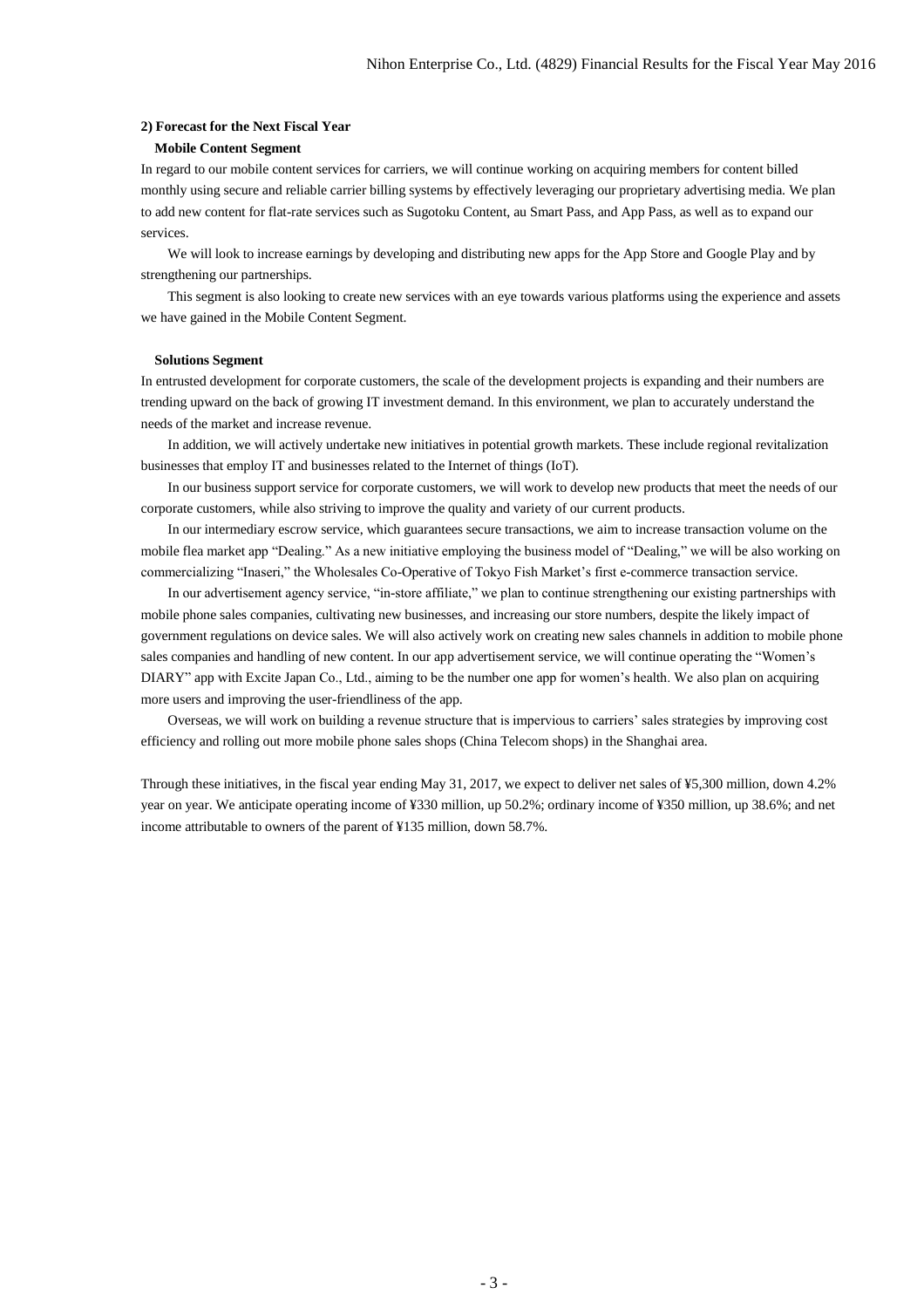## 2) Forecast for the Next Fiscal Year

### Mobile Content Segment

In regard to our mobile content services for carriers, we will continue working on acquiring members for content billed monthly using secure and reliable carrier billing systems by effectively leveraging our proprietary advertising media. We plan to add new content for flat-rate services such as Sugotoku Content, au Smart Pass, and App Pass, as well as to expand our services.

We will look to increase earnings by developing and distributing new apps for the App Store and Google Play and by strengthening our partnerships.

This segment is also looking to create new services with an eye towards various platforms using the experience and assets we have gained in the Mobile Content Segment.

### Solutions Segment

In entrusted development for corporate customers, the scale of the development projects is expanding and their numbers are trending upward on the back of growing IT investment demand. In this environment, we plan to accurately understand the needs of the market and increase revenue.

In addition, we will actively undertake new initiatives in potential growth markets. These include regional revitalization businesses that employ IT and businesses related to the Internet of things (IoT).

In our business support service for corporate customers, we will work to develop new products that meet the needs of our corporate customers, while also striving to improve the quality and variety of our current products.

In our intermediary escrow service, which guarantees secure transactions, we aim to increase transaction volume on the mobile flea market app "Dealing." As a new initiative employing the business model of "Dealing," we will be also working on commercializing "Inaseri," the Wholesales Co-Operative of Tokyo Fish Market's first e-commerce transaction service.

In our advertisement agency service, "in-store affiliate," we plan to continue strengthening our existing partnerships with mobile phone sales companies, cultivating new businesses, and increasing our store numbers, despite the likely impact of government regulations on device sales. We will also actively work on creating new sales channels in addition to mobile phone sales companies and handling of new content. In our app advertisement service, we will continue operating the "Women's DIARY" app with Excite Japan Co., Ltd., aiming to be the number one app for women's health. We also plan on acquiring more users and improving the user-friendliness of the app.

Overseas, we will work on building a revenue structure that is impervious to carriers' sales strategies by improving cost efficiency and rolling out more mobile phone sales shops (China Telecom shops) in the Shanghai area.

Through these initiatives, in the fiscal year ending May 31, 2017, we expect to deliver net sales of ¥5,300 million, down 4.2% year on year. We anticipate operating income of ¥330 million, up 50.2%; ordinary income of ¥350 million, up 38.6%; and net income attributable to owners of the parent of ¥135 million, down 58.7%.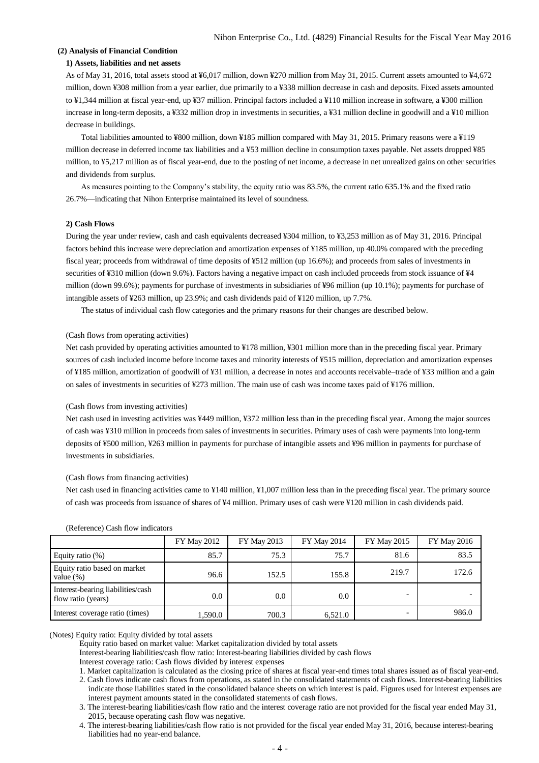### (2) Analysis of Financial Condition

#### 1) Assets, liabilities and net assets

As of May 31, 2016, total assets stood at ¥6,017 million, down ¥270 million from May 31, 2015. Current assets amounted to ¥4,672 million, down ¥308 million from a year earlier, due primarily to a ¥338 million decrease in cash and deposits. Fixed assets amounted to ¥1,344 million at fiscal year-end, up ¥37 million. Principal factors included a ¥110 million increase in software, a ¥300 million increase in long-term deposits, a ¥332 million drop in investments in securities, a ¥31 million decline in goodwill and a ¥10 million decrease in buildings.

Total liabilities amounted to ¥800 million, down ¥185 million compared with May 31, 2015. Primary reasons were a ¥119 million decrease in deferred income tax liabilities and a ¥53 million decline in consumption taxes payable. Net assets dropped ¥85 million, to ¥5,217 million as of fiscal year-end, due to the posting of net income, a decrease in net unrealized gains on other securities and dividends from surplus.

As measures pointing to the Company's stability, the equity ratio was 83.5%, the current ratio 635.1% and the fixed ratio 26.7%—indicating that Nihon Enterprise maintained its level of soundness.

#### 2) Cash Flows

During the year under review, cash and cash equivalents decreased ¥304 million, to ¥3,253 million as of May 31, 2016. Principal factors behind this increase were depreciation and amortization expenses of ¥185 million, up 40.0% compared with the preceding fiscal year; proceeds from withdrawal of time deposits of ¥512 million (up 16.6%); and proceeds from sales of investments in securities of ¥310 million (down 9.6%). Factors having a negative impact on cash included proceeds from stock issuance of ¥4 million (down 99.6%); payments for purchase of investments in subsidiaries of ¥96 million (up 10.1%); payments for purchase of intangible assets of ¥263 million, up 23.9%; and cash dividends paid of ¥120 million, up 7.7%.

The status of individual cash flow categories and the primary reasons for their changes are described below.

(Cash flows from operating activities)

Net cash provided by operating activities amounted to ¥178 million, ¥301 million more than in the preceding fiscal year. Primary sources of cash included income before income taxes and minority interests of ¥515 million, depreciation and amortization expenses of ¥185 million, amortization of goodwill of ¥31 million, a decrease in notes and accounts receivable–trade of ¥33 million and a gain on sales of investments in securities of ¥273 million. The main use of cash was income taxes paid of ¥176 million.

(Cash flows from investing activities)

Net cash used in investing activities was ¥449 million, ¥372 million less than in the preceding fiscal year. Among the major sources of cash was ¥310 million in proceeds from sales of investments in securities. Primary uses of cash were payments into long-term deposits of ¥500 million, ¥263 million in payments for purchase of intangible assets and ¥96 million in payments for purchase of investments in subsidiaries.

(Cash flows from financing activities)

Net cash used in financing activities came to ¥140 million, ¥1,007 million less than in the preceding fiscal year. The primary source of cash was proceeds from issuance of shares of ¥4 million. Primary uses of cash were ¥120 million in cash dividends paid.

(Reference) Cash flow indicators

| | FY May 2012 | FY May 2013 | FY May 2014 | FY May 2015 | FY May 2016 |
|---|---|---|---|---|---|
| Equity ratio (%) | 85.7 | 75.3 | 75.7 | 81.6 | 83.5 |
| Equity ratio based on market value (%) | 96.6 | 152.5 | 155.8 | 219.7 | 172.6 |
| Interest-bearing liabilities/cash flow ratio (years) | 0.0 | 0.0 | 0.0 | - | - |
| Interest coverage ratio (times) | 1,590.0 | 700.3 | 6,521.0 | - | 986.0 |

(Notes) Equity ratio: Equity divided by total assets

Equity ratio based on market value: Market capitalization divided by total assets

Interest-bearing liabilities/cash flow ratio: Interest-bearing liabilities divided by cash flows

Interest coverage ratio: Cash flows divided by interest expenses

1. Market capitalization is calculated as the closing price of shares at fiscal year-end times total shares issued as of fiscal year-end.
2. Cash flows indicate cash flows from operations, as stated in the consolidated statements of cash flows. Interest-bearing liabilities indicate those liabilities stated in the consolidated balance sheets on which interest is paid. Figures used for interest expenses are interest payment amounts stated in the consolidated statements of cash flows.
3. The interest-bearing liabilities/cash flow ratio and the interest coverage ratio are not provided for the fiscal year ended May 31, 2015, because operating cash flow was negative.
4. The interest-bearing liabilities/cash flow ratio is not provided for the fiscal year ended May 31, 2016, because interest-bearing liabilities had no year-end balance.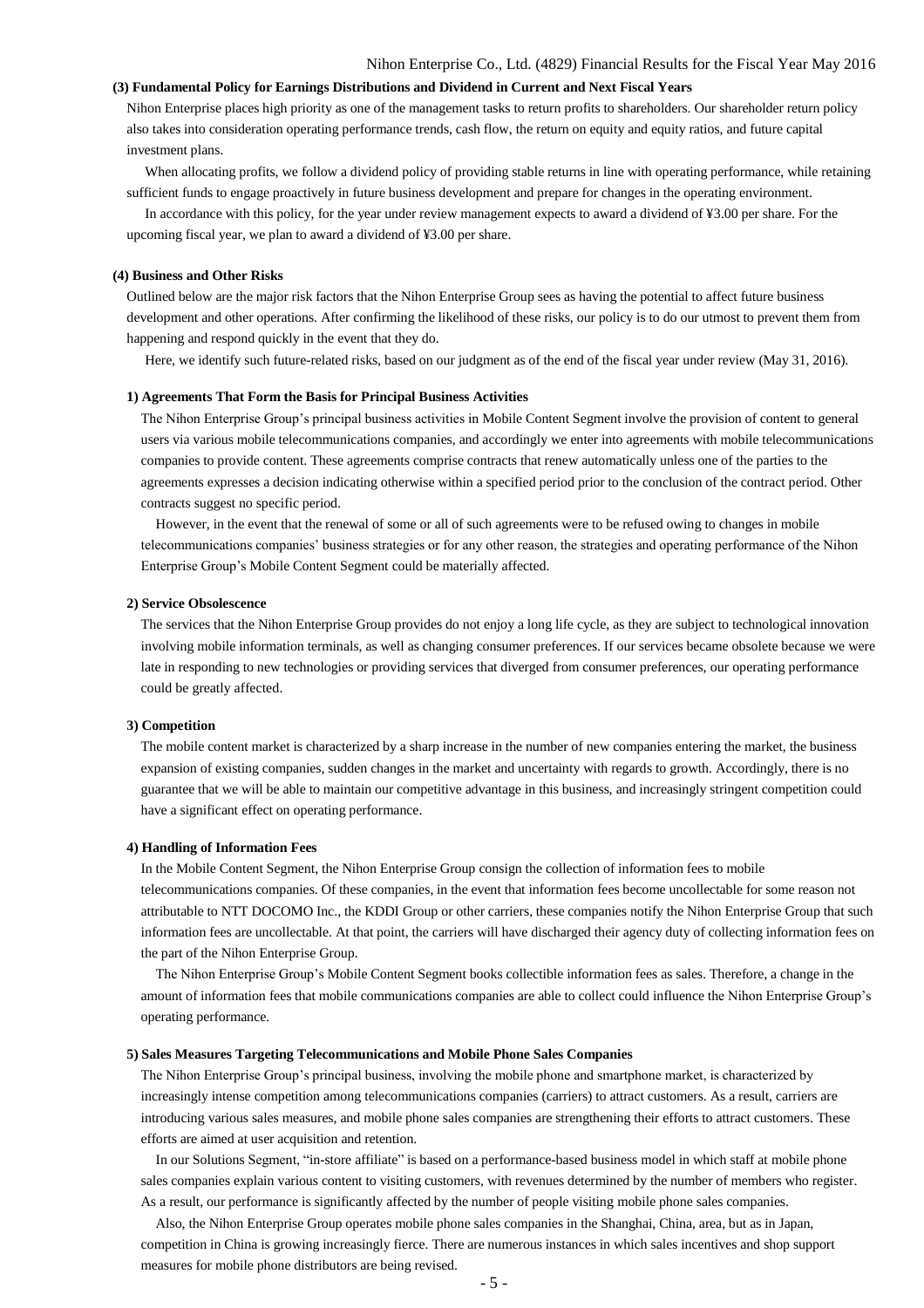### (3) Fundamental Policy for Earnings Distributions and Dividend in Current and Next Fiscal Years

Nihon Enterprise places high priority as one of the management tasks to return profits to shareholders. Our shareholder return policy also takes into consideration operating performance trends, cash flow, the return on equity and equity ratios, and future capital investment plans.

When allocating profits, we follow a dividend policy of providing stable returns in line with operating performance, while retaining sufficient funds to engage proactively in future business development and prepare for changes in the operating environment.

In accordance with this policy, for the year under review management expects to award a dividend of ¥3.00 per share. For the upcoming fiscal year, we plan to award a dividend of ¥3.00 per share.

### (4) Business and Other Risks

Outlined below are the major risk factors that the Nihon Enterprise Group sees as having the potential to affect future business development and other operations. After confirming the likelihood of these risks, our policy is to do our utmost to prevent them from happening and respond quickly in the event that they do.

Here, we identify such future-related risks, based on our judgment as of the end of the fiscal year under review (May 31, 2016).

#### 1) Agreements That Form the Basis for Principal Business Activities

The Nihon Enterprise Group's principal business activities in Mobile Content Segment involve the provision of content to general users via various mobile telecommunications companies, and accordingly we enter into agreements with mobile telecommunications companies to provide content. These agreements comprise contracts that renew automatically unless one of the parties to the agreements expresses a decision indicating otherwise within a specified period prior to the conclusion of the contract period. Other contracts suggest no specific period.

However, in the event that the renewal of some or all of such agreements were to be refused owing to changes in mobile telecommunications companies' business strategies or for any other reason, the strategies and operating performance of the Nihon Enterprise Group's Mobile Content Segment could be materially affected.

#### 2) Service Obsolescence

The services that the Nihon Enterprise Group provides do not enjoy a long life cycle, as they are subject to technological innovation involving mobile information terminals, as well as changing consumer preferences. If our services became obsolete because we were late in responding to new technologies or providing services that diverged from consumer preferences, our operating performance could be greatly affected.

#### 3) Competition

The mobile content market is characterized by a sharp increase in the number of new companies entering the market, the business expansion of existing companies, sudden changes in the market and uncertainty with regards to growth. Accordingly, there is no guarantee that we will be able to maintain our competitive advantage in this business, and increasingly stringent competition could have a significant effect on operating performance.

#### 4) Handling of Information Fees

In the Mobile Content Segment, the Nihon Enterprise Group consign the collection of information fees to mobile telecommunications companies. Of these companies, in the event that information fees become uncollectable for some reason not attributable to NTT DOCOMO Inc., the KDDI Group or other carriers, these companies notify the Nihon Enterprise Group that such information fees are uncollectable. At that point, the carriers will have discharged their agency duty of collecting information fees on the part of the Nihon Enterprise Group.

The Nihon Enterprise Group's Mobile Content Segment books collectible information fees as sales. Therefore, a change in the amount of information fees that mobile communications companies are able to collect could influence the Nihon Enterprise Group's operating performance.

#### 5) Sales Measures Targeting Telecommunications and Mobile Phone Sales Companies

The Nihon Enterprise Group's principal business, involving the mobile phone and smartphone market, is characterized by increasingly intense competition among telecommunications companies (carriers) to attract customers. As a result, carriers are introducing various sales measures, and mobile phone sales companies are strengthening their efforts to attract customers. These efforts are aimed at user acquisition and retention.

In our Solutions Segment, "in-store affiliate" is based on a performance-based business model in which staff at mobile phone sales companies explain various content to visiting customers, with revenues determined by the number of members who register. As a result, our performance is significantly affected by the number of people visiting mobile phone sales companies.

Also, the Nihon Enterprise Group operates mobile phone sales companies in the Shanghai, China, area, but as in Japan, competition in China is growing increasingly fierce. There are numerous instances in which sales incentives and shop support measures for mobile phone distributors are being revised.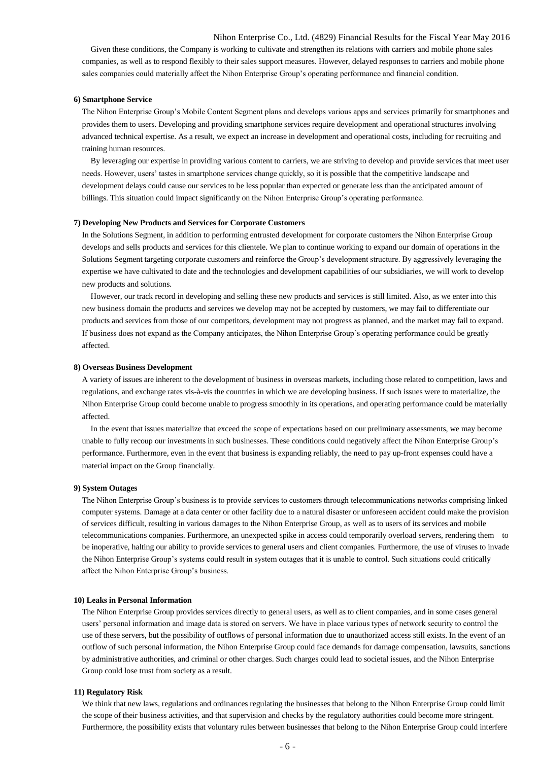Given these conditions, the Company is working to cultivate and strengthen its relations with carriers and mobile phone sales companies, as well as to respond flexibly to their sales support measures. However, delayed responses to carriers and mobile phone sales companies could materially affect the Nihon Enterprise Group's operating performance and financial condition.

**6) Smartphone Service**

The Nihon Enterprise Group's Mobile Content Segment plans and develops various apps and services primarily for smartphones and provides them to users. Developing and providing smartphone services require development and operational structures involving advanced technical expertise. As a result, we expect an increase in development and operational costs, including for recruiting and training human resources.

By leveraging our expertise in providing various content to carriers, we are striving to develop and provide services that meet user needs. However, users' tastes in smartphone services change quickly, so it is possible that the competitive landscape and development delays could cause our services to be less popular than expected or generate less than the anticipated amount of billings. This situation could impact significantly on the Nihon Enterprise Group's operating performance.

**7) Developing New Products and Services for Corporate Customers**

In the Solutions Segment, in addition to performing entrusted development for corporate customers the Nihon Enterprise Group develops and sells products and services for this clientele. We plan to continue working to expand our domain of operations in the Solutions Segment targeting corporate customers and reinforce the Group's development structure. By aggressively leveraging the expertise we have cultivated to date and the technologies and development capabilities of our subsidiaries, we will work to develop new products and solutions.

However, our track record in developing and selling these new products and services is still limited. Also, as we enter into this new business domain the products and services we develop may not be accepted by customers, we may fail to differentiate our products and services from those of our competitors, development may not progress as planned, and the market may fail to expand. If business does not expand as the Company anticipates, the Nihon Enterprise Group's operating performance could be greatly affected.

**8) Overseas Business Development**

A variety of issues are inherent to the development of business in overseas markets, including those related to competition, laws and regulations, and exchange rates vis-à-vis the countries in which we are developing business. If such issues were to materialize, the Nihon Enterprise Group could become unable to progress smoothly in its operations, and operating performance could be materially affected.

In the event that issues materialize that exceed the scope of expectations based on our preliminary assessments, we may become unable to fully recoup our investments in such businesses. These conditions could negatively affect the Nihon Enterprise Group's performance. Furthermore, even in the event that business is expanding reliably, the need to pay up-front expenses could have a material impact on the Group financially.

**9) System Outages**

The Nihon Enterprise Group's business is to provide services to customers through telecommunications networks comprising linked computer systems. Damage at a data center or other facility due to a natural disaster or unforeseen accident could make the provision of services difficult, resulting in various damages to the Nihon Enterprise Group, as well as to users of its services and mobile telecommunications companies. Furthermore, an unexpected spike in access could temporarily overload servers, rendering them to be inoperative, halting our ability to provide services to general users and client companies. Furthermore, the use of viruses to invade the Nihon Enterprise Group's systems could result in system outages that it is unable to control. Such situations could critically affect the Nihon Enterprise Group's business.

**10) Leaks in Personal Information**

The Nihon Enterprise Group provides services directly to general users, as well as to client companies, and in some cases general users' personal information and image data is stored on servers. We have in place various types of network security to control the use of these servers, but the possibility of outflows of personal information due to unauthorized access still exists. In the event of an outflow of such personal information, the Nihon Enterprise Group could face demands for damage compensation, lawsuits, sanctions by administrative authorities, and criminal or other charges. Such charges could lead to societal issues, and the Nihon Enterprise Group could lose trust from society as a result.

**11) Regulatory Risk**

We think that new laws, regulations and ordinances regulating the businesses that belong to the Nihon Enterprise Group could limit the scope of their business activities, and that supervision and checks by the regulatory authorities could become more stringent. Furthermore, the possibility exists that voluntary rules between businesses that belong to the Nihon Enterprise Group could interfere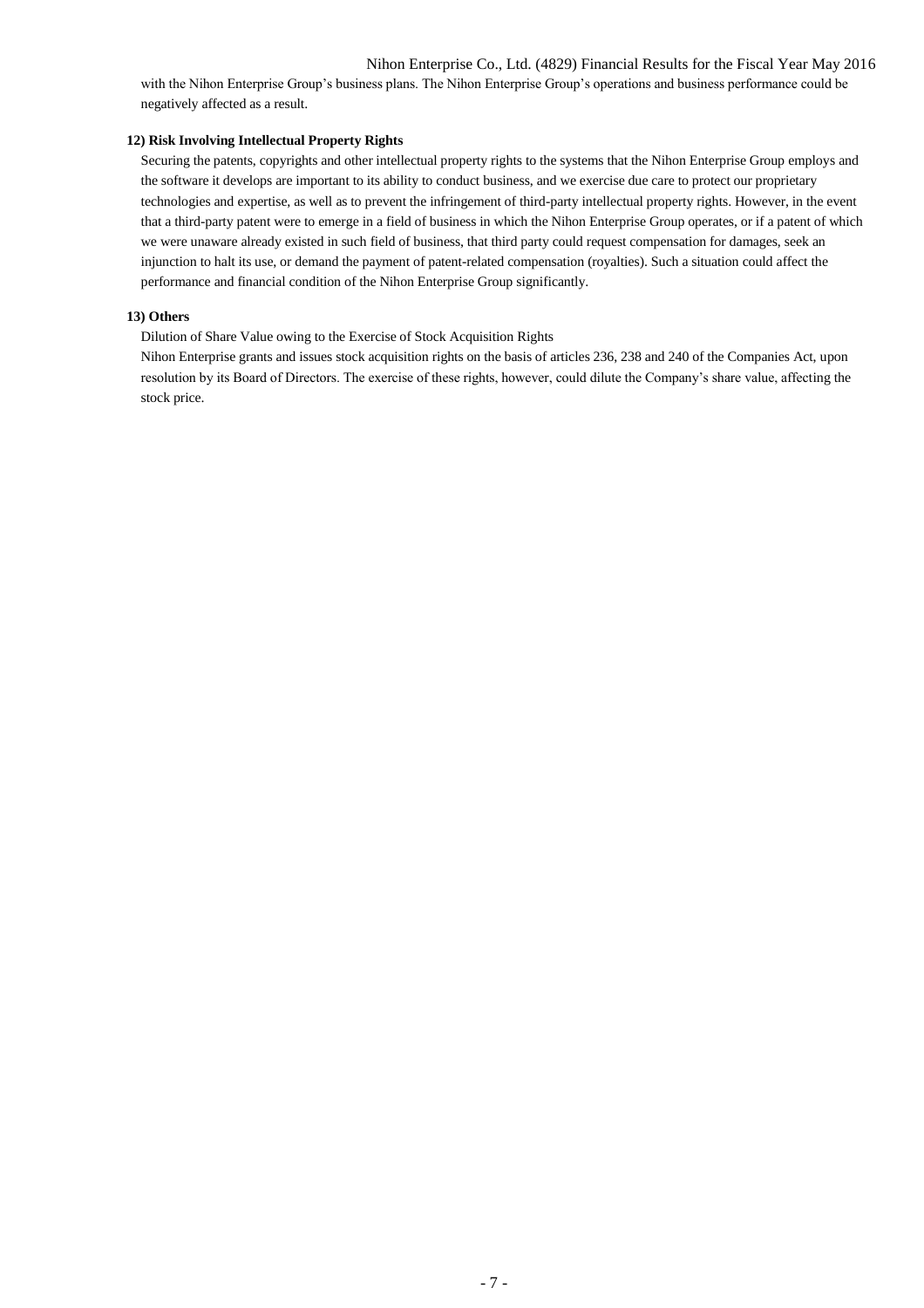with the Nihon Enterprise Group's business plans. The Nihon Enterprise Group's operations and business performance could be negatively affected as a result.

**12) Risk Involving Intellectual Property Rights**

Securing the patents, copyrights and other intellectual property rights to the systems that the Nihon Enterprise Group employs and the software it develops are important to its ability to conduct business, and we exercise due care to protect our proprietary technologies and expertise, as well as to prevent the infringement of third-party intellectual property rights. However, in the event that a third-party patent were to emerge in a field of business in which the Nihon Enterprise Group operates, or if a patent of which we were unaware already existed in such field of business, that third party could request compensation for damages, seek an injunction to halt its use, or demand the payment of patent-related compensation (royalties). Such a situation could affect the performance and financial condition of the Nihon Enterprise Group significantly.

**13) Others**

Dilution of Share Value owing to the Exercise of Stock Acquisition Rights

Nihon Enterprise grants and issues stock acquisition rights on the basis of articles 236, 238 and 240 of the Companies Act, upon resolution by its Board of Directors. The exercise of these rights, however, could dilute the Company's share value, affecting the stock price.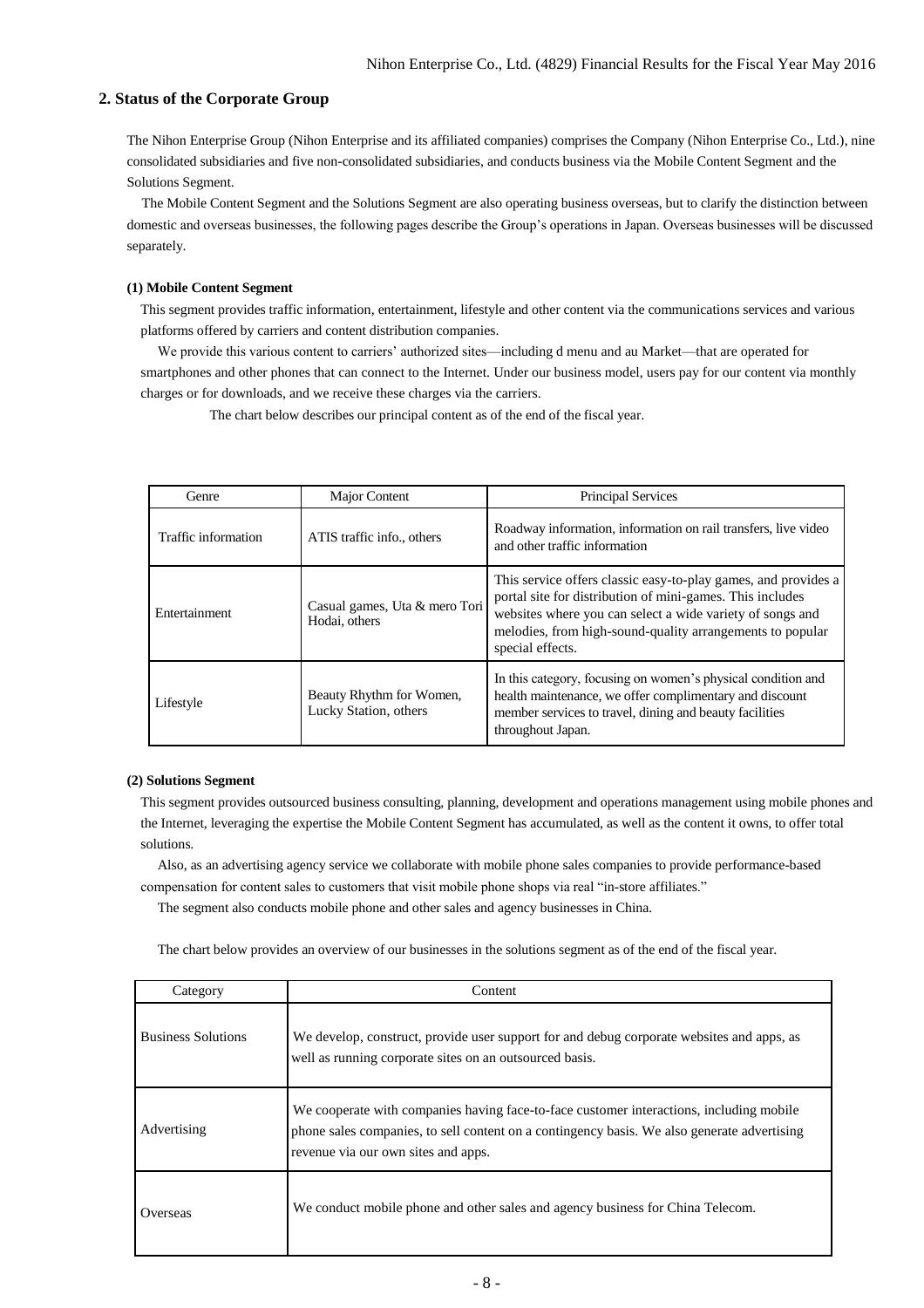## 2. Status of the Corporate Group

The Nihon Enterprise Group (Nihon Enterprise and its affiliated companies) comprises the Company (Nihon Enterprise Co., Ltd.), nine consolidated subsidiaries and five non-consolidated subsidiaries, and conducts business via the Mobile Content Segment and the Solutions Segment.

The Mobile Content Segment and the Solutions Segment are also operating business overseas, but to clarify the distinction between domestic and overseas businesses, the following pages describe the Group's operations in Japan. Overseas businesses will be discussed separately.

#### (1) Mobile Content Segment

This segment provides traffic information, entertainment, lifestyle and other content via the communications services and various platforms offered by carriers and content distribution companies.

We provide this various content to carriers' authorized sites—including d menu and au Market—that are operated for smartphones and other phones that can connect to the Internet. Under our business model, users pay for our content via monthly charges or for downloads, and we receive these charges via the carriers.

The chart below describes our principal content as of the end of the fiscal year.

| Genre | Major Content | Principal Services |
|---|---|---|
| Traffic information | ATIS traffic info., others | Roadway information, information on rail transfers, live video and other traffic information |
| Entertainment | Casual games, Uta & mero Tori Hodai, others | This service offers classic easy-to-play games, and provides a portal site for distribution of mini-games. This includes websites where you can select a wide variety of songs and melodies, from high-sound-quality arrangements to popular special effects. |
| Lifestyle | Beauty Rhythm for Women, Lucky Station, others | In this category, focusing on women's physical condition and health maintenance, we offer complimentary and discount member services to travel, dining and beauty facilities throughout Japan. |

#### (2) Solutions Segment

This segment provides outsourced business consulting, planning, development and operations management using mobile phones and the Internet, leveraging the expertise the Mobile Content Segment has accumulated, as well as the content it owns, to offer total solutions.

Also, as an advertising agency service we collaborate with mobile phone sales companies to provide performance-based compensation for content sales to customers that visit mobile phone shops via real "in-store affiliates."

The segment also conducts mobile phone and other sales and agency businesses in China.

The chart below provides an overview of our businesses in the solutions segment as of the end of the fiscal year.

| Category | Content |
|---|---|
| Business Solutions | We develop, construct, provide user support for and debug corporate websites and apps, as well as running corporate sites on an outsourced basis. |
| Advertising | We cooperate with companies having face-to-face customer interactions, including mobile phone sales companies, to sell content on a contingency basis. We also generate advertising revenue via our own sites and apps. |
| Overseas | We conduct mobile phone and other sales and agency business for China Telecom. |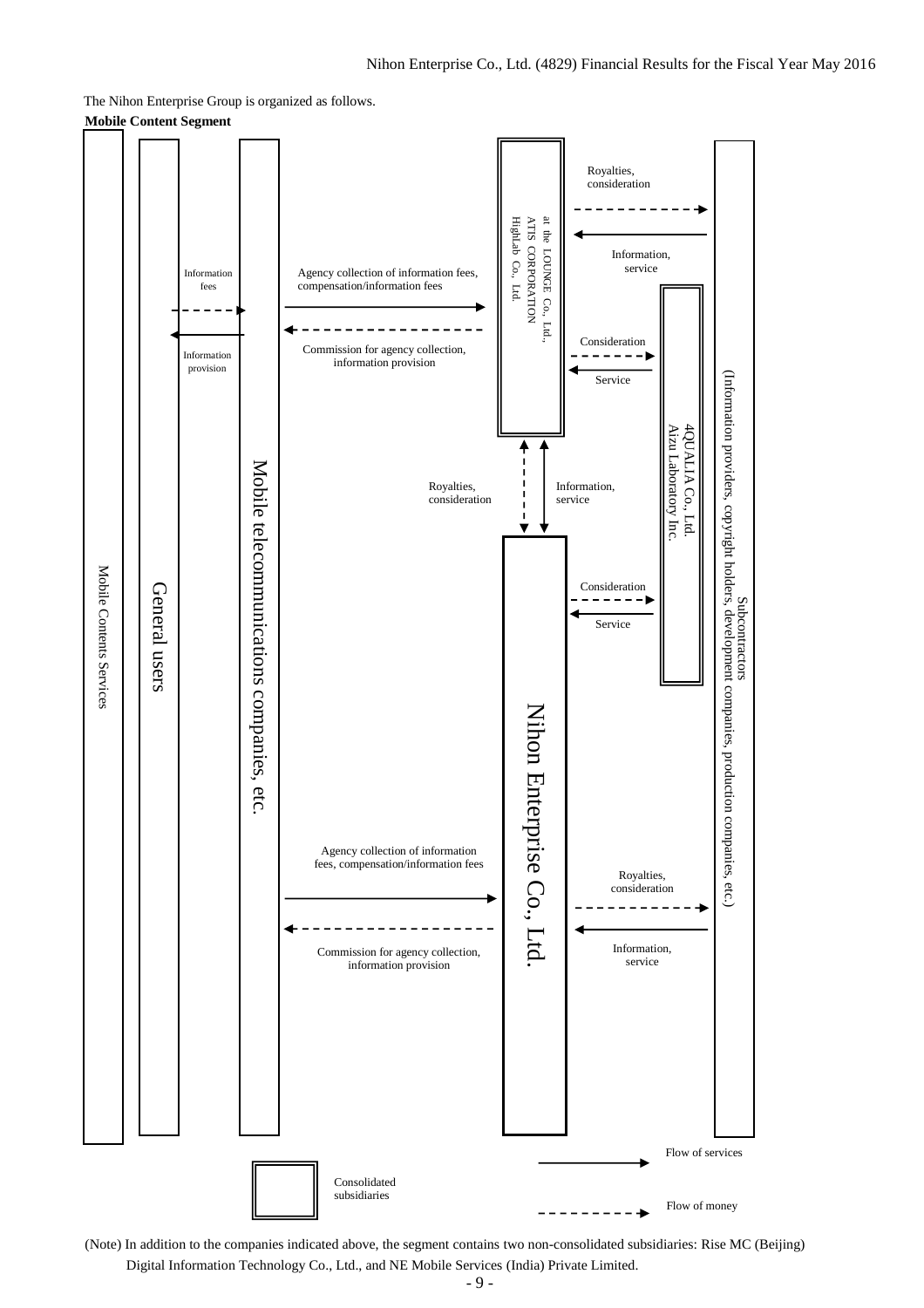The Nihon Enterprise Group is organized as follows.

**Mobile Content Segment**

Mobile Contents Services

General users

Information fees

Information provision

Mobile telecommunications companies, etc.

Agency collection of information fees, compensation/information fees

Commission for agency collection, information provision

at the LOUNGE Co., Ltd., ATIS CORPORATION HighLab Co., Ltd.

Royalties, consideration

Information, service

Consideration

Service

4QUALIA Co., Ltd. Aizu Laboratory Inc.

Subcontractors (Information providers, copyright holders, development companies, production companies, etc.)

Royalties, consideration

Information, service

Consideration

Service

Nihon Enterprise Co., Ltd.

Agency collection of information fees, compensation/information fees

Commission for agency collection, information provision

Royalties, consideration

Information, service

Consolidated subsidiaries

Flow of services

Flow of money

(Note) In addition to the companies indicated above, the segment contains two non-consolidated subsidiaries: Rise MC (Beijing) Digital Information Technology Co., Ltd., and NE Mobile Services (India) Private Limited.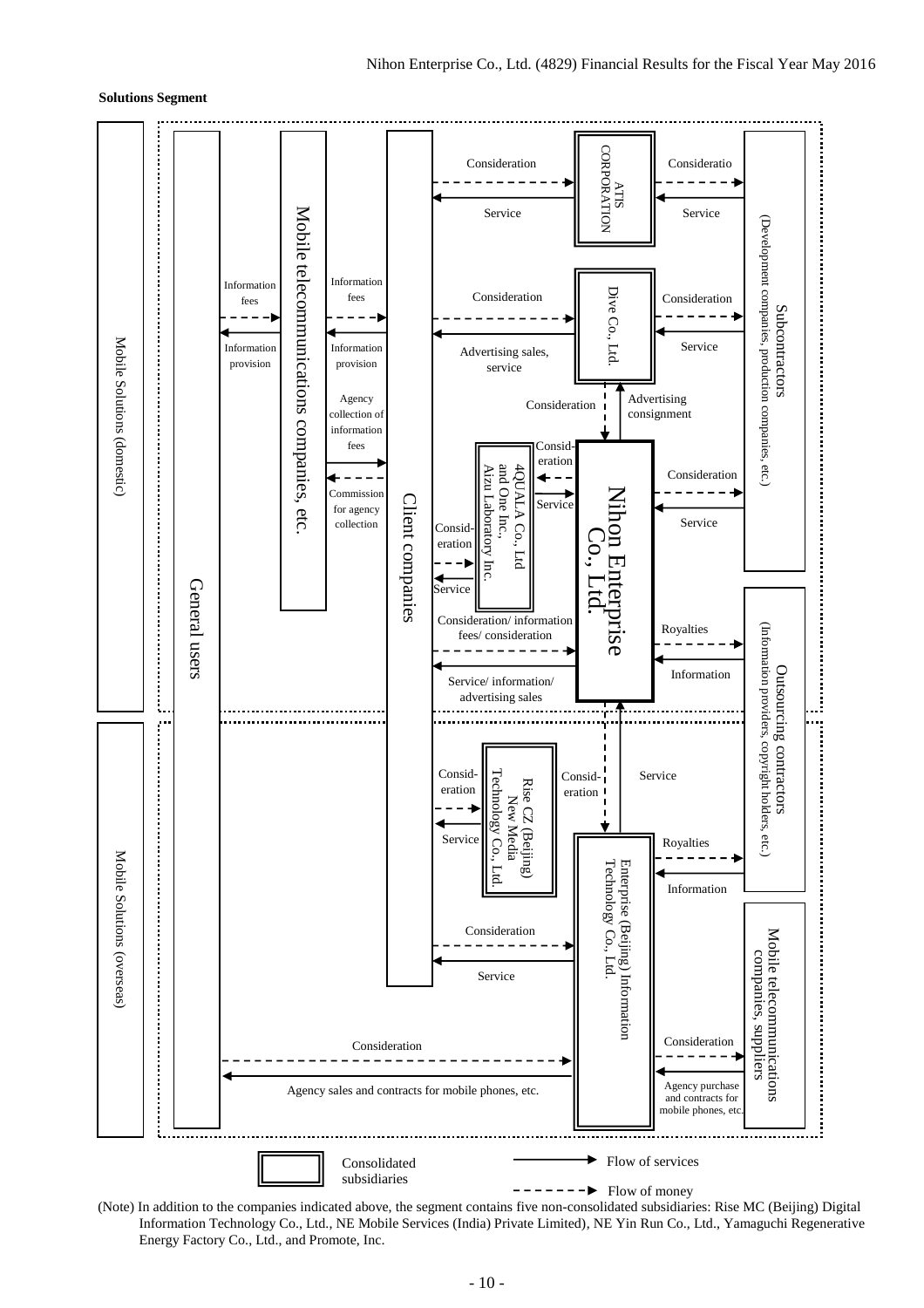**Solutions Segment**

Mobile Solutions (domestic)

General users

Mobile telecommunications companies, etc.

Client companies

ATIS CORPORATION

Dive Co., Ltd.

4QUALA Co., Ltd and One Inc., Aizu Laboratory Inc.

Nihon Enterprise Co., Ltd.

Subcontractors (Development companies, production companies, etc.)

Outsourcing contractors (Information providers, copyright holders, etc.)

Information fees

Information provision

Information fees

Information provision

Agency collection of information fees

Commission for agency collection

Consideration

Service

Consideratio

Service

Consideration

Advertising sales, service

Consideration

Service

Consideration

Advertising consignment

Consid-eration

Service

Consid-eration

Service

Consideration

Service

Consideration/ information fees/ consideration

Service/ information/ advertising sales

Royalties

Information

Mobile Solutions (overseas)

Rise CZ (Beijing) New Media Technology Co., Ltd.

Enterprise (Beijing) Information Technology Co., Ltd.

Mobile telecommunications companies, suppliers

Consid-eration

Service

Consid-eration

Service

Royalties

Information

Consideration

Service

Consideration

Agency sales and contracts for mobile phones, etc.

Consideration

Agency purchase and contracts for mobile phones, etc.

Consolidated subsidiaries

Flow of services

Flow of money

(Note) In addition to the companies indicated above, the segment contains five non-consolidated subsidiaries: Rise MC (Beijing) Digital Information Technology Co., Ltd., NE Mobile Services (India) Private Limited), NE Yin Run Co., Ltd., Yamaguchi Regenerative Energy Factory Co., Ltd., and Promote, Inc.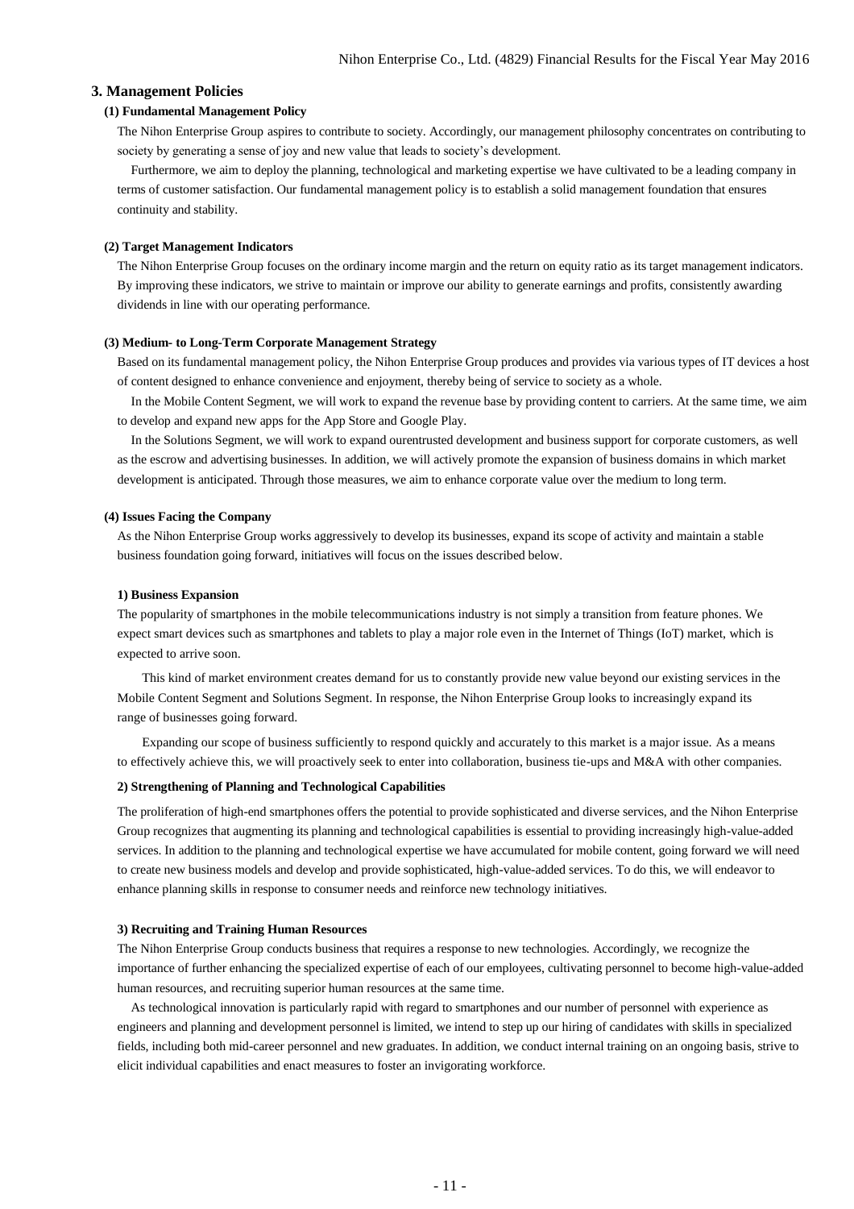## 3. Management Policies

### (1) Fundamental Management Policy

The Nihon Enterprise Group aspires to contribute to society. Accordingly, our management philosophy concentrates on contributing to society by generating a sense of joy and new value that leads to society's development.

Furthermore, we aim to deploy the planning, technological and marketing expertise we have cultivated to be a leading company in terms of customer satisfaction. Our fundamental management policy is to establish a solid management foundation that ensures continuity and stability.

### (2) Target Management Indicators

The Nihon Enterprise Group focuses on the ordinary income margin and the return on equity ratio as its target management indicators. By improving these indicators, we strive to maintain or improve our ability to generate earnings and profits, consistently awarding dividends in line with our operating performance.

### (3) Medium- to Long-Term Corporate Management Strategy

Based on its fundamental management policy, the Nihon Enterprise Group produces and provides via various types of IT devices a host of content designed to enhance convenience and enjoyment, thereby being of service to society as a whole.

In the Mobile Content Segment, we will work to expand the revenue base by providing content to carriers. At the same time, we aim to develop and expand new apps for the App Store and Google Play.

In the Solutions Segment, we will work to expand ourentrusted development and business support for corporate customers, as well as the escrow and advertising businesses. In addition, we will actively promote the expansion of business domains in which market development is anticipated. Through those measures, we aim to enhance corporate value over the medium to long term.

### (4) Issues Facing the Company

As the Nihon Enterprise Group works aggressively to develop its businesses, expand its scope of activity and maintain a stable business foundation going forward, initiatives will focus on the issues described below.

#### 1) Business Expansion

The popularity of smartphones in the mobile telecommunications industry is not simply a transition from feature phones. We expect smart devices such as smartphones and tablets to play a major role even in the Internet of Things (IoT) market, which is expected to arrive soon.

This kind of market environment creates demand for us to constantly provide new value beyond our existing services in the Mobile Content Segment and Solutions Segment. In response, the Nihon Enterprise Group looks to increasingly expand its range of businesses going forward.

Expanding our scope of business sufficiently to respond quickly and accurately to this market is a major issue. As a means to effectively achieve this, we will proactively seek to enter into collaboration, business tie-ups and M&A with other companies.

#### 2) Strengthening of Planning and Technological Capabilities

The proliferation of high-end smartphones offers the potential to provide sophisticated and diverse services, and the Nihon Enterprise Group recognizes that augmenting its planning and technological capabilities is essential to providing increasingly high-value-added services. In addition to the planning and technological expertise we have accumulated for mobile content, going forward we will need to create new business models and develop and provide sophisticated, high-value-added services. To do this, we will endeavor to enhance planning skills in response to consumer needs and reinforce new technology initiatives.

#### 3) Recruiting and Training Human Resources

The Nihon Enterprise Group conducts business that requires a response to new technologies. Accordingly, we recognize the importance of further enhancing the specialized expertise of each of our employees, cultivating personnel to become high-value-added human resources, and recruiting superior human resources at the same time.

As technological innovation is particularly rapid with regard to smartphones and our number of personnel with experience as engineers and planning and development personnel is limited, we intend to step up our hiring of candidates with skills in specialized fields, including both mid-career personnel and new graduates. In addition, we conduct internal training on an ongoing basis, strive to elicit individual capabilities and enact measures to foster an invigorating workforce.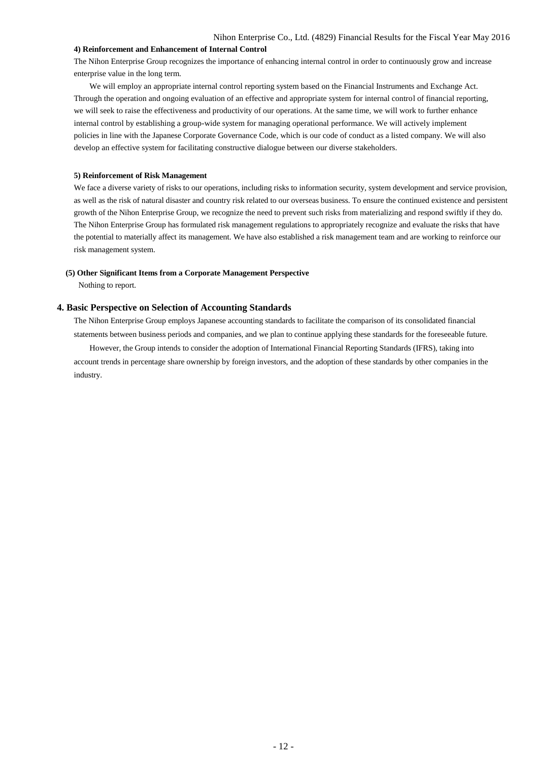#### 4) Reinforcement and Enhancement of Internal Control

The Nihon Enterprise Group recognizes the importance of enhancing internal control in order to continuously grow and increase enterprise value in the long term.

We will employ an appropriate internal control reporting system based on the Financial Instruments and Exchange Act. Through the operation and ongoing evaluation of an effective and appropriate system for internal control of financial reporting, we will seek to raise the effectiveness and productivity of our operations. At the same time, we will work to further enhance internal control by establishing a group-wide system for managing operational performance. We will actively implement policies in line with the Japanese Corporate Governance Code, which is our code of conduct as a listed company. We will also develop an effective system for facilitating constructive dialogue between our diverse stakeholders.

#### 5) Reinforcement of Risk Management

We face a diverse variety of risks to our operations, including risks to information security, system development and service provision, as well as the risk of natural disaster and country risk related to our overseas business. To ensure the continued existence and persistent growth of the Nihon Enterprise Group, we recognize the need to prevent such risks from materializing and respond swiftly if they do. The Nihon Enterprise Group has formulated risk management regulations to appropriately recognize and evaluate the risks that have the potential to materially affect its management. We have also established a risk management team and are working to reinforce our risk management system.

### (5) Other Significant Items from a Corporate Management Perspective

Nothing to report.

## 4. Basic Perspective on Selection of Accounting Standards

The Nihon Enterprise Group employs Japanese accounting standards to facilitate the comparison of its consolidated financial statements between business periods and companies, and we plan to continue applying these standards for the foreseeable future.

However, the Group intends to consider the adoption of International Financial Reporting Standards (IFRS), taking into account trends in percentage share ownership by foreign investors, and the adoption of these standards by other companies in the industry.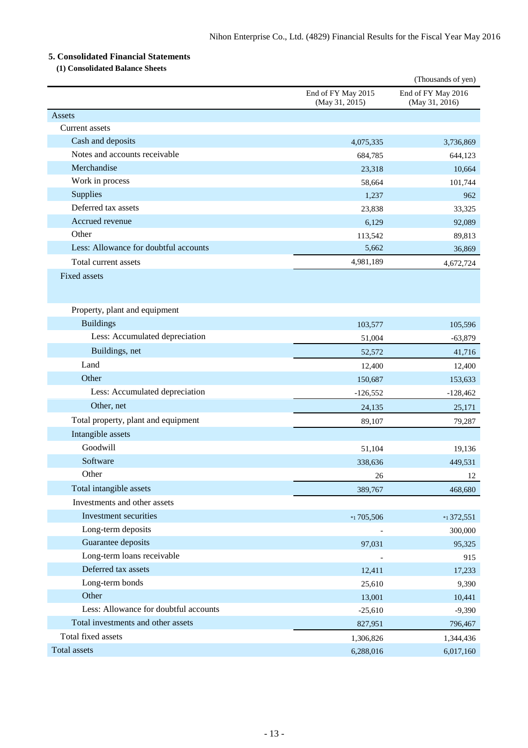## 5. Consolidated Financial Statements

### (1) Consolidated Balance Sheets

(Thousands of yen)

| | End of FY May 2015 (May 31, 2015) | End of FY May 2016 (May 31, 2016) |
|---|---|---|
| Assets | | |
| Current assets | | |
| Cash and deposits | 4,075,335 | 3,736,869 |
| Notes and accounts receivable | 684,785 | 644,123 |
| Merchandise | 23,318 | 10,664 |
| Work in process | 58,664 | 101,744 |
| Supplies | 1,237 | 962 |
| Deferred tax assets | 23,838 | 33,325 |
| Accrued revenue | 6,129 | 92,089 |
| Other | 113,542 | 89,813 |
| Less: Allowance for doubtful accounts | 5,662 | 36,869 |
| Total current assets | 4,981,189 | 4,672,724 |
| Fixed assets | | |
| Property, plant and equipment | | |
| Buildings | 103,577 | 105,596 |
| Less: Accumulated depreciation | 51,004 | -63,879 |
| Buildings, net | 52,572 | 41,716 |
| Land | 12,400 | 12,400 |
| Other | 150,687 | 153,633 |
| Less: Accumulated depreciation | -126,552 | -128,462 |
| Other, net | 24,135 | 25,171 |
| Total property, plant and equipment | 89,107 | 79,287 |
| Intangible assets | | |
| Goodwill | 51,104 | 19,136 |
| Software | 338,636 | 449,531 |
| Other | 26 | 12 |
| Total intangible assets | 389,767 | 468,680 |
| Investments and other assets | | |
| Investment securities | *1 705,506 | *1 372,551 |
| Long-term deposits | - | 300,000 |
| Guarantee deposits | 97,031 | 95,325 |
| Long-term loans receivable | - | 915 |
| Deferred tax assets | 12,411 | 17,233 |
| Long-term bonds | 25,610 | 9,390 |
| Other | 13,001 | 10,441 |
| Less: Allowance for doubtful accounts | -25,610 | -9,390 |
| Total investments and other assets | 827,951 | 796,467 |
| Total fixed assets | 1,306,826 | 1,344,436 |
| Total assets | 6,288,016 | 6,017,160 |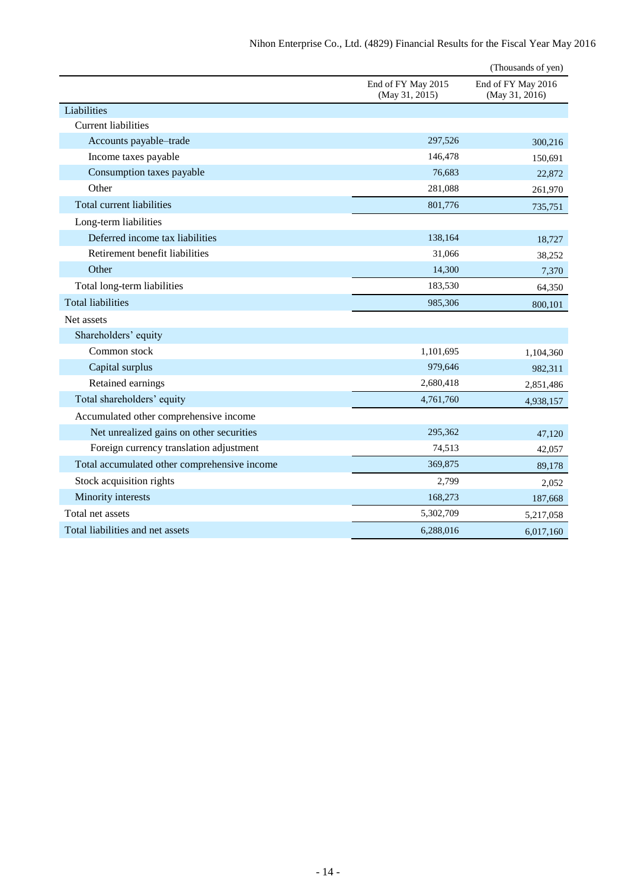(Thousands of yen)

| | End of FY May 2015 (May 31, 2015) | End of FY May 2016 (May 31, 2016) |
|---|---|---|
| Liabilities | | |
| Current liabilities | | |
| Accounts payable–trade | 297,526 | 300,216 |
| Income taxes payable | 146,478 | 150,691 |
| Consumption taxes payable | 76,683 | 22,872 |
| Other | 281,088 | 261,970 |
| Total current liabilities | 801,776 | 735,751 |
| Long-term liabilities | | |
| Deferred income tax liabilities | 138,164 | 18,727 |
| Retirement benefit liabilities | 31,066 | 38,252 |
| Other | 14,300 | 7,370 |
| Total long-term liabilities | 183,530 | 64,350 |
| Total liabilities | 985,306 | 800,101 |
| Net assets | | |
| Shareholders' equity | | |
| Common stock | 1,101,695 | 1,104,360 |
| Capital surplus | 979,646 | 982,311 |
| Retained earnings | 2,680,418 | 2,851,486 |
| Total shareholders' equity | 4,761,760 | 4,938,157 |
| Accumulated other comprehensive income | | |
| Net unrealized gains on other securities | 295,362 | 47,120 |
| Foreign currency translation adjustment | 74,513 | 42,057 |
| Total accumulated other comprehensive income | 369,875 | 89,178 |
| Stock acquisition rights | 2,799 | 2,052 |
| Minority interests | 168,273 | 187,668 |
| Total net assets | 5,302,709 | 5,217,058 |
| Total liabilities and net assets | 6,288,016 | 6,017,160 |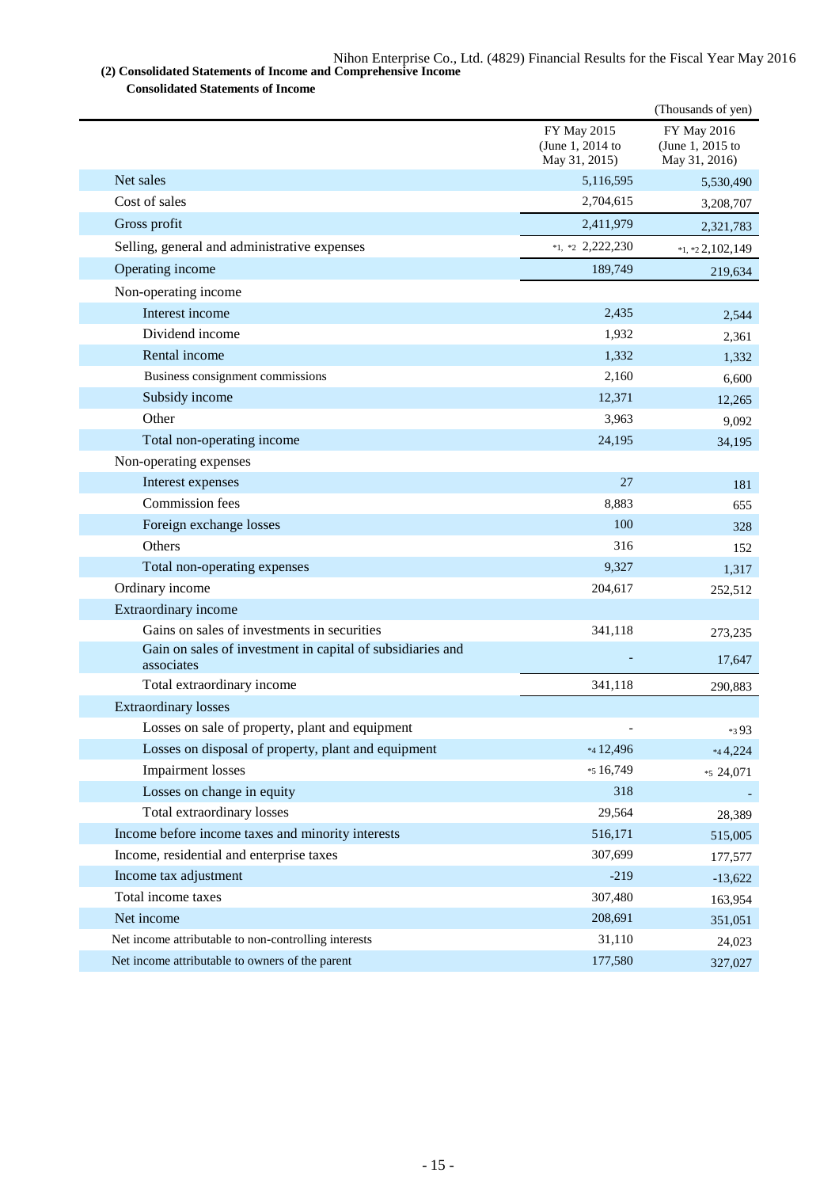### (2) Consolidated Statements of Income and Comprehensive Income

**Consolidated Statements of Income**

(Thousands of yen)

| | FY May 2015 (June 1, 2014 to May 31, 2015) | FY May 2016 (June 1, 2015 to May 31, 2016) |
|---|---|---|
| Net sales | 5,116,595 | 5,530,490 |
| Cost of sales | 2,704,615 | 3,208,707 |
| Gross profit | 2,411,979 | 2,321,783 |
| Selling, general and administrative expenses | *1, *2 2,222,230 | *1, *2 2,102,149 |
| Operating income | 189,749 | 219,634 |
| Non-operating income | | |
| Interest income | 2,435 | 2,544 |
| Dividend income | 1,932 | 2,361 |
| Rental income | 1,332 | 1,332 |
| Business consignment commissions | 2,160 | 6,600 |
| Subsidy income | 12,371 | 12,265 |
| Other | 3,963 | 9,092 |
| Total non-operating income | 24,195 | 34,195 |
| Non-operating expenses | | |
| Interest expenses | 27 | 181 |
| Commission fees | 8,883 | 655 |
| Foreign exchange losses | 100 | 328 |
| Others | 316 | 152 |
| Total non-operating expenses | 9,327 | 1,317 |
| Ordinary income | 204,617 | 252,512 |
| Extraordinary income | | |
| Gains on sales of investments in securities | 341,118 | 273,235 |
| Gain on sales of investment in capital of subsidiaries and associates | - | 17,647 |
| Total extraordinary income | 341,118 | 290,883 |
| Extraordinary losses | | |
| Losses on sale of property, plant and equipment | - | *3 93 |
| Losses on disposal of property, plant and equipment | *4 12,496 | *4 4,224 |
| Impairment losses | *5 16,749 | *5 24,071 |
| Losses on change in equity | 318 | - |
| Total extraordinary losses | 29,564 | 28,389 |
| Income before income taxes and minority interests | 516,171 | 515,005 |
| Income, residential and enterprise taxes | 307,699 | 177,577 |
| Income tax adjustment | -219 | -13,622 |
| Total income taxes | 307,480 | 163,954 |
| Net income | 208,691 | 351,051 |
| Net income attributable to non-controlling interests | 31,110 | 24,023 |
| Net income attributable to owners of the parent | 177,580 | 327,027 |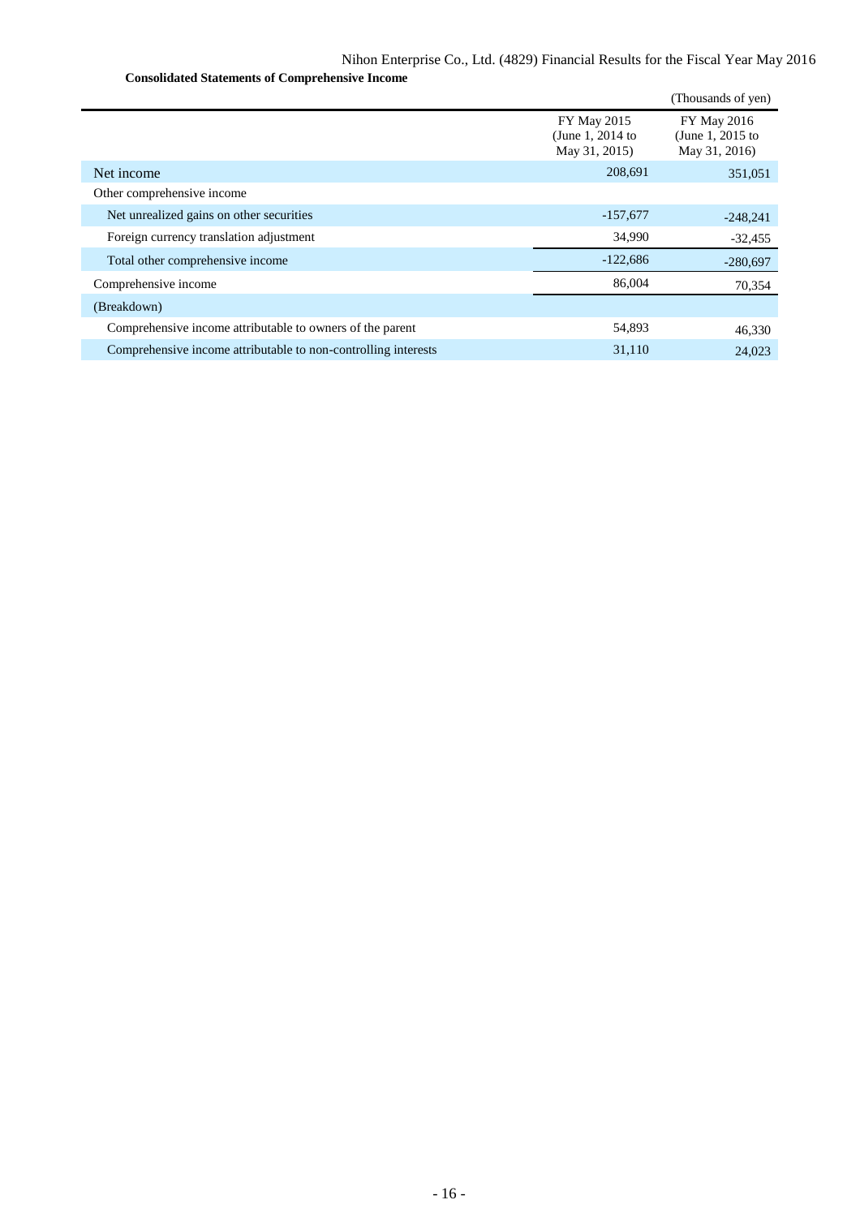**Consolidated Statements of Comprehensive Income**

(Thousands of yen)

| | FY May 2015 (June 1, 2014 to May 31, 2015) | FY May 2016 (June 1, 2015 to May 31, 2016) |
|---|---|---|
| Net income | 208,691 | 351,051 |
| Other comprehensive income | | |
| Net unrealized gains on other securities | -157,677 | -248,241 |
| Foreign currency translation adjustment | 34,990 | -32,455 |
| Total other comprehensive income | -122,686 | -280,697 |
| Comprehensive income | 86,004 | 70,354 |
| (Breakdown) | | |
| Comprehensive income attributable to owners of the parent | 54,893 | 46,330 |
| Comprehensive income attributable to non-controlling interests | 31,110 | 24,023 |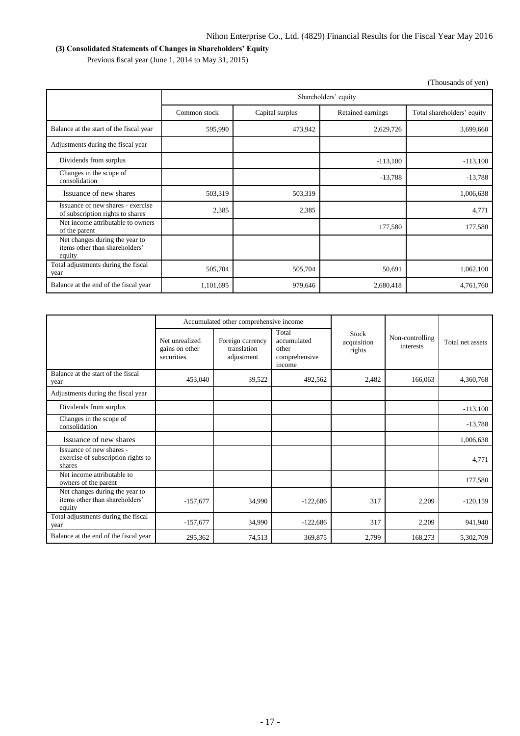### (3) Consolidated Statements of Changes in Shareholders' Equity

Previous fiscal year (June 1, 2014 to May 31, 2015)

(Thousands of yen)

| | Shareholders' equity | | | |
|---|---|---|---|---|
| | Common stock | Capital surplus | Retained earnings | Total shareholders' equity |
| Balance at the start of the fiscal year | 595,990 | 473,942 | 2,629,726 | 3,699,660 |
| Adjustments during the fiscal year | | | | |
| Dividends from surplus | | | -113,100 | -113,100 |
| Changes in the scope of consolidation | | | -13,788 | -13,788 |
| Issuance of new shares | 503,319 | 503,319 | | 1,006,638 |
| Issuance of new shares - exercise of subscription rights to shares | 2,385 | 2,385 | | 4,771 |
| Net income attributable to owners of the parent | | | 177,580 | 177,580 |
| Net changes during the year to items other than shareholders' equity | | | | |
| Total adjustments during the fiscal year | 505,704 | 505,704 | 50,691 | 1,062,100 |
| Balance at the end of the fiscal year | 1,101,695 | 979,646 | 2,680,418 | 4,761,760 |

| | Accumulated other comprehensive income | | | Stock acquisition rights | Non-controlling interests | Total net assets |
|---|---|---|---|---|---|---|
| | Net unrealized gains on other securities | Foreign currency translation adjustment | Total accumulated other comprehensive income | | | |
| Balance at the start of the fiscal year | 453,040 | 39,522 | 492,562 | 2,482 | 166,063 | 4,360,768 |
| Adjustments during the fiscal year | | | | | | |
| Dividends from surplus | | | | | | -113,100 |
| Changes in the scope of consolidation | | | | | | -13,788 |
| Issuance of new shares | | | | | | 1,006,638 |
| Issuance of new shares - exercise of subscription rights to shares | | | | | | 4,771 |
| Net income attributable to owners of the parent | | | | | | 177,580 |
| Net changes during the year to items other than shareholders' equity | -157,677 | 34,990 | -122,686 | 317 | 2,209 | -120,159 |
| Total adjustments during the fiscal year | -157,677 | 34,990 | -122,686 | 317 | 2,209 | 941,940 |
| Balance at the end of the fiscal year | 295,362 | 74,513 | 369,875 | 2,799 | 168,273 | 5,302,709 |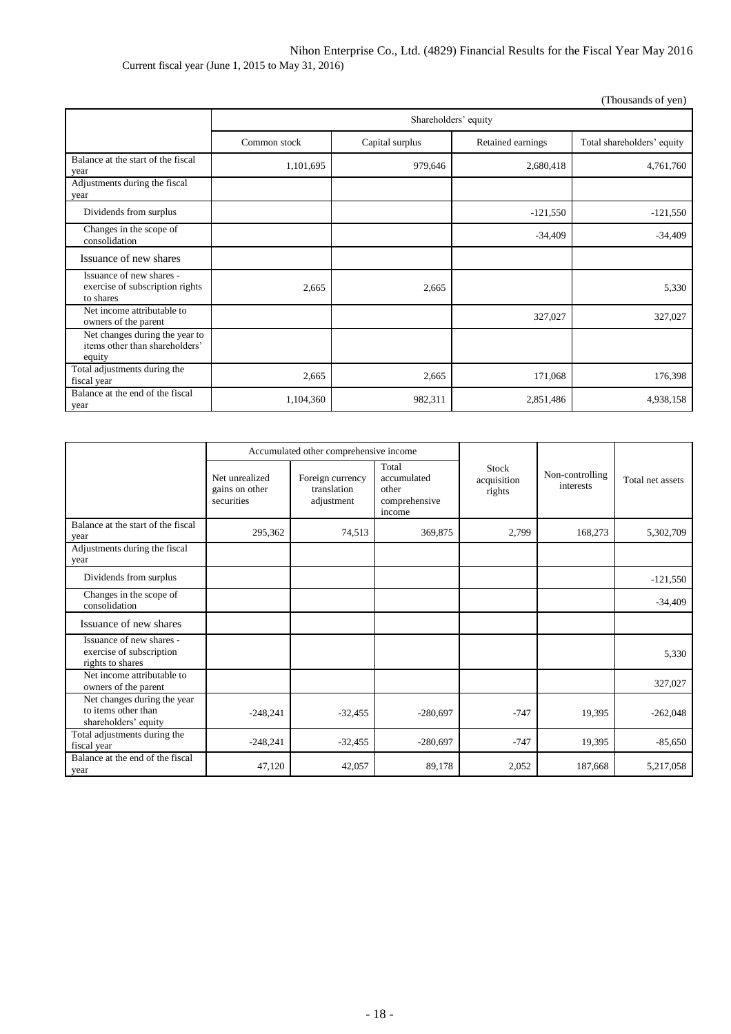Current fiscal year (June 1, 2015 to May 31, 2016)

(Thousands of yen)

| | Shareholders' equity | | | |
|---|---|---|---|---|
| | Common stock | Capital surplus | Retained earnings | Total shareholders' equity |
| Balance at the start of the fiscal year | 1,101,695 | 979,646 | 2,680,418 | 4,761,760 |
| Adjustments during the fiscal year | | | | |
| Dividends from surplus | | | -121,550 | -121,550 |
| Changes in the scope of consolidation | | | -34,409 | -34,409 |
| Issuance of new shares | | | | |
| Issuance of new shares - exercise of subscription rights to shares | 2,665 | 2,665 | | 5,330 |
| Net income attributable to owners of the parent | | | 327,027 | 327,027 |
| Net changes during the year to items other than shareholders' equity | | | | |
| Total adjustments during the fiscal year | 2,665 | 2,665 | 171,068 | 176,398 |
| Balance at the end of the fiscal year | 1,104,360 | 982,311 | 2,851,486 | 4,938,158 |

| | Accumulated other comprehensive income | | | Stock acquisition rights | Non-controlling interests | Total net assets |
|---|---|---|---|---|---|---|
| | Net unrealized gains on other securities | Foreign currency translation adjustment | Total accumulated other comprehensive income | | | |
| Balance at the start of the fiscal year | 295,362 | 74,513 | 369,875 | 2,799 | 168,273 | 5,302,709 |
| Adjustments during the fiscal year | | | | | | |
| Dividends from surplus | | | | | | -121,550 |
| Changes in the scope of consolidation | | | | | | -34,409 |
| Issuance of new shares | | | | | | |
| Issuance of new shares - exercise of subscription rights to shares | | | | | | 5,330 |
| Net income attributable to owners of the parent | | | | | | 327,027 |
| Net changes during the year to items other than shareholders' equity | -248,241 | -32,455 | -280,697 | -747 | 19,395 | -262,048 |
| Total adjustments during the fiscal year | -248,241 | -32,455 | -280,697 | -747 | 19,395 | -85,650 |
| Balance at the end of the fiscal year | 47,120 | 42,057 | 89,178 | 2,052 | 187,668 | 5,217,058 |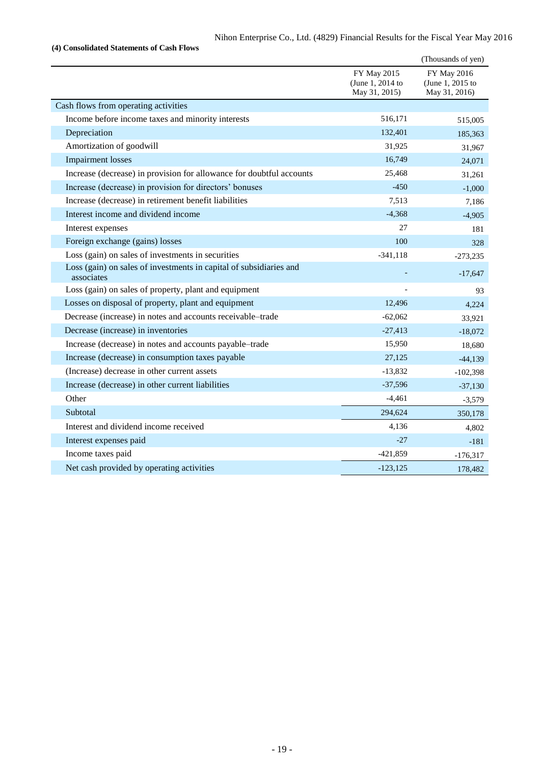### (4) Consolidated Statements of Cash Flows

(Thousands of yen)

| | FY May 2015 (June 1, 2014 to May 31, 2015) | FY May 2016 (June 1, 2015 to May 31, 2016) |
|---|---|---|
| Cash flows from operating activities | | |
| Income before income taxes and minority interests | 516,171 | 515,005 |
| Depreciation | 132,401 | 185,363 |
| Amortization of goodwill | 31,925 | 31,967 |
| Impairment losses | 16,749 | 24,071 |
| Increase (decrease) in provision for allowance for doubtful accounts | 25,468 | 31,261 |
| Increase (decrease) in provision for directors' bonuses | -450 | -1,000 |
| Increase (decrease) in retirement benefit liabilities | 7,513 | 7,186 |
| Interest income and dividend income | -4,368 | -4,905 |
| Interest expenses | 27 | 181 |
| Foreign exchange (gains) losses | 100 | 328 |
| Loss (gain) on sales of investments in securities | -341,118 | -273,235 |
| Loss (gain) on sales of investments in capital of subsidiaries and associates | - | -17,647 |
| Loss (gain) on sales of property, plant and equipment | - | 93 |
| Losses on disposal of property, plant and equipment | 12,496 | 4,224 |
| Decrease (increase) in notes and accounts receivable–trade | -62,062 | 33,921 |
| Decrease (increase) in inventories | -27,413 | -18,072 |
| Increase (decrease) in notes and accounts payable–trade | 15,950 | 18,680 |
| Increase (decrease) in consumption taxes payable | 27,125 | -44,139 |
| (Increase) decrease in other current assets | -13,832 | -102,398 |
| Increase (decrease) in other current liabilities | -37,596 | -37,130 |
| Other | -4,461 | -3,579 |
| Subtotal | 294,624 | 350,178 |
| Interest and dividend income received | 4,136 | 4,802 |
| Interest expenses paid | -27 | -181 |
| Income taxes paid | -421,859 | -176,317 |
| Net cash provided by operating activities | -123,125 | 178,482 |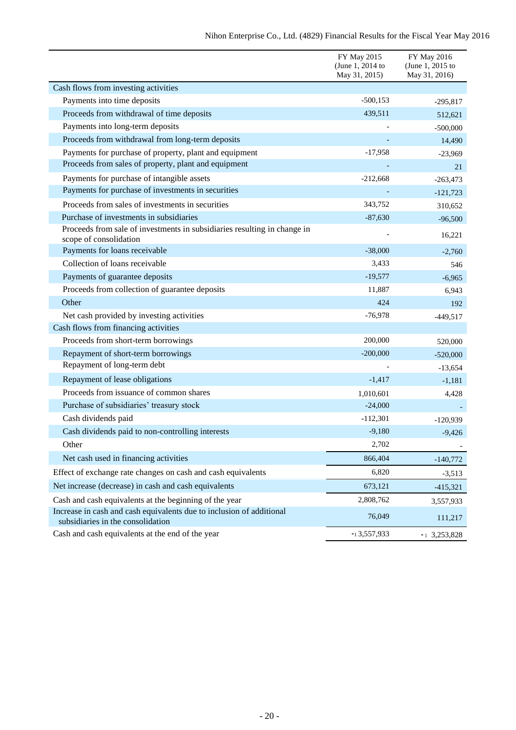| | FY May 2015 (June 1, 2014 to May 31, 2015) | FY May 2016 (June 1, 2015 to May 31, 2016) |
|---|---|---|
| Cash flows from investing activities | | |
| Payments into time deposits | -500,153 | -295,817 |
| Proceeds from withdrawal of time deposits | 439,511 | 512,621 |
| Payments into long-term deposits | - | -500,000 |
| Proceeds from withdrawal from long-term deposits | - | 14,490 |
| Payments for purchase of property, plant and equipment | -17,958 | -23,969 |
| Proceeds from sales of property, plant and equipment | - | 21 |
| Payments for purchase of intangible assets | -212,668 | -263,473 |
| Payments for purchase of investments in securities | - | -121,723 |
| Proceeds from sales of investments in securities | 343,752 | 310,652 |
| Purchase of investments in subsidiaries | -87,630 | -96,500 |
| Proceeds from sale of investments in subsidiaries resulting in change in scope of consolidation | - | 16,221 |
| Payments for loans receivable | -38,000 | -2,760 |
| Collection of loans receivable | 3,433 | 546 |
| Payments of guarantee deposits | -19,577 | -6,965 |
| Proceeds from collection of guarantee deposits | 11,887 | 6,943 |
| Other | 424 | 192 |
| Net cash provided by investing activities | -76,978 | -449,517 |
| Cash flows from financing activities | | |
| Proceeds from short-term borrowings | 200,000 | 520,000 |
| Repayment of short-term borrowings | -200,000 | -520,000 |
| Repayment of long-term debt | - | -13,654 |
| Repayment of lease obligations | -1,417 | -1,181 |
| Proceeds from issuance of common shares | 1,010,601 | 4,428 |
| Purchase of subsidiaries' treasury stock | -24,000 | - |
| Cash dividends paid | -112,301 | -120,939 |
| Cash dividends paid to non-controlling interests | -9,180 | -9,426 |
| Other | 2,702 | - |
| Net cash used in financing activities | 866,404 | -140,772 |
| Effect of exchange rate changes on cash and cash equivalents | 6,820 | -3,513 |
| Net increase (decrease) in cash and cash equivalents | 673,121 | -415,321 |
| Cash and cash equivalents at the beginning of the year | 2,808,762 | 3,557,933 |
| Increase in cash and cash equivalents due to inclusion of additional subsidiaries in the consolidation | 76,049 | 111,217 |
| Cash and cash equivalents at the end of the year | *1 3,557,933 | *1 3,253,828 |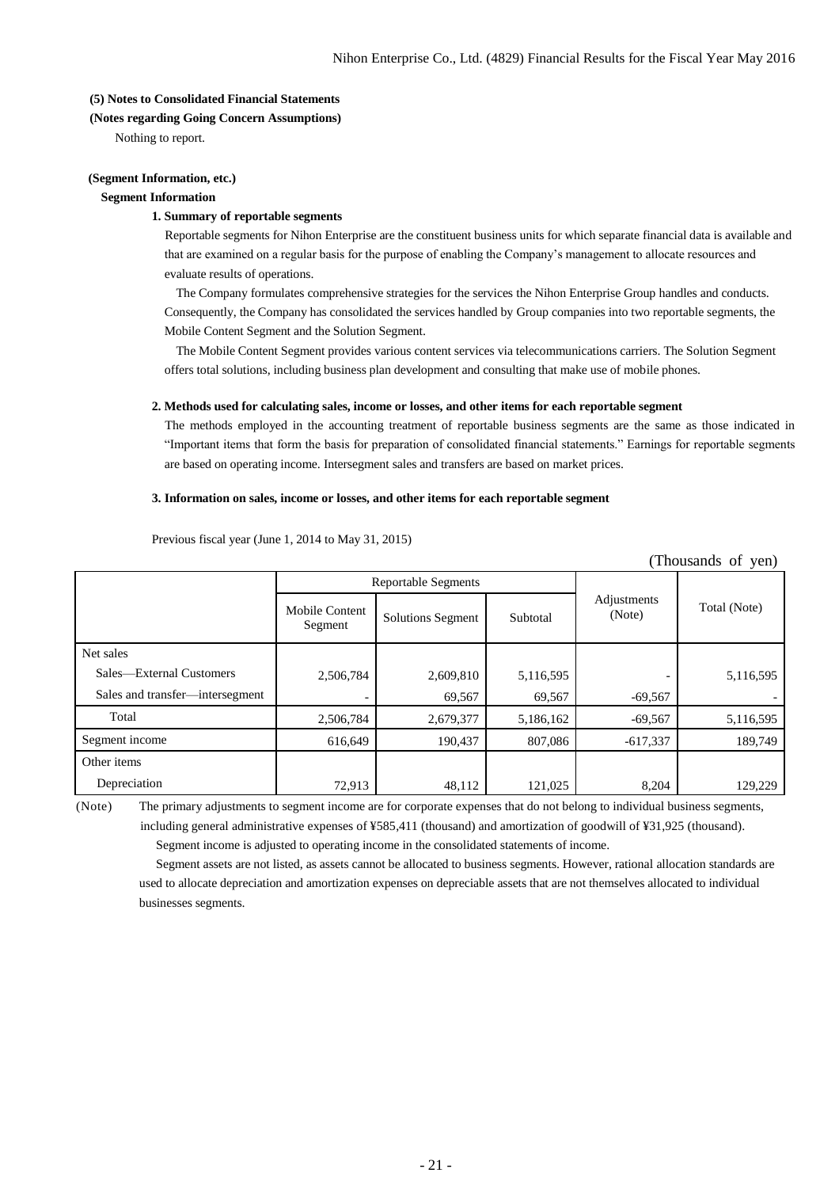**(5) Notes to Consolidated Financial Statements**

**(Notes regarding Going Concern Assumptions)**

Nothing to report.

**(Segment Information, etc.)**

**Segment Information**

**1. Summary of reportable segments**

Reportable segments for Nihon Enterprise are the constituent business units for which separate financial data is available and that are examined on a regular basis for the purpose of enabling the Company's management to allocate resources and evaluate results of operations.

The Company formulates comprehensive strategies for the services the Nihon Enterprise Group handles and conducts. Consequently, the Company has consolidated the services handled by Group companies into two reportable segments, the Mobile Content Segment and the Solution Segment.

The Mobile Content Segment provides various content services via telecommunications carriers. The Solution Segment offers total solutions, including business plan development and consulting that make use of mobile phones.

**2. Methods used for calculating sales, income or losses, and other items for each reportable segment**

The methods employed in the accounting treatment of reportable business segments are the same as those indicated in "Important items that form the basis for preparation of consolidated financial statements." Earnings for reportable segments are based on operating income. Intersegment sales and transfers are based on market prices.

**3. Information on sales, income or losses, and other items for each reportable segment**

Previous fiscal year (June 1, 2014 to May 31, 2015)

(Thousands of yen)

| | Reportable Segments | | | Adjustments (Note) | Total (Note) |
|---|---|---|---|---|---|
| | Mobile Content Segment | Solutions Segment | Subtotal | | |
| Net sales | | | | | |
| Sales—External Customers | 2,506,784 | 2,609,810 | 5,116,595 | - | 5,116,595 |
| Sales and transfer—intersegment | - | 69,567 | 69,567 | -69,567 | - |
| Total | 2,506,784 | 2,679,377 | 5,186,162 | -69,567 | 5,116,595 |
| Segment income | 616,649 | 190,437 | 807,086 | -617,337 | 189,749 |
| Other items | | | | | |
| Depreciation | 72,913 | 48,112 | 121,025 | 8,204 | 129,229 |

(Note) The primary adjustments to segment income are for corporate expenses that do not belong to individual business segments, including general administrative expenses of ¥585,411 (thousand) and amortization of goodwill of ¥31,925 (thousand).

Segment income is adjusted to operating income in the consolidated statements of income.

Segment assets are not listed, as assets cannot be allocated to business segments. However, rational allocation standards are used to allocate depreciation and amortization expenses on depreciable assets that are not themselves allocated to individual businesses segments.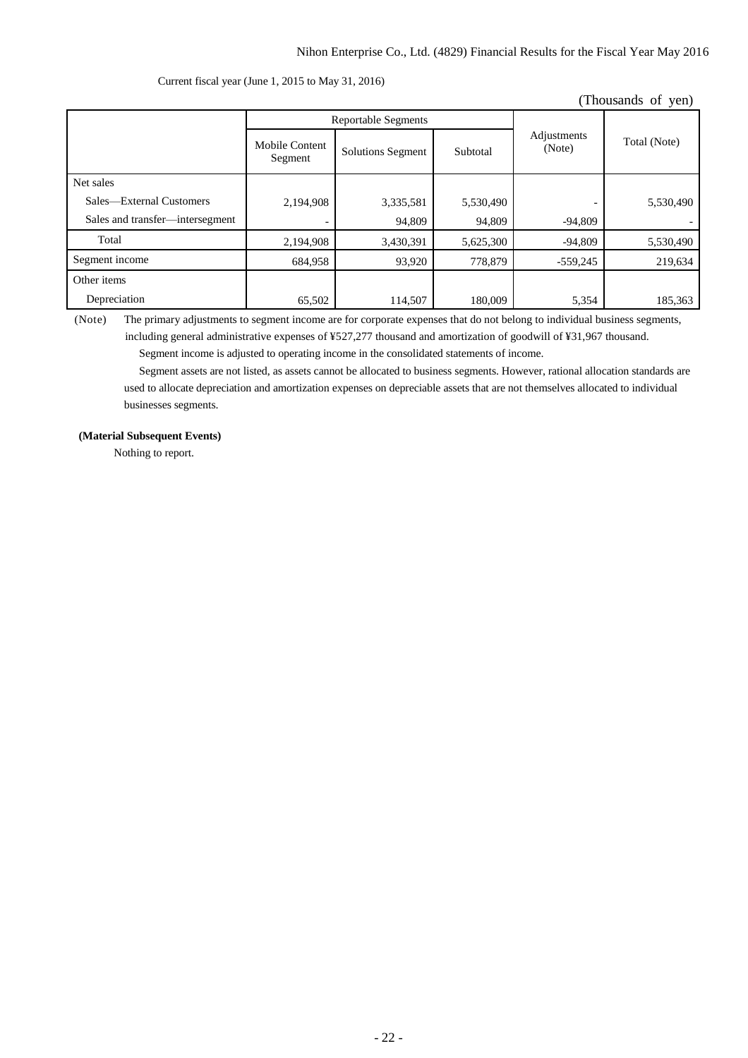Current fiscal year (June 1, 2015 to May 31, 2016)

(Thousands of yen)

| | Reportable Segments | | | Adjustments (Note) | Total (Note) |
|---|---|---|---|---|---|
| | Mobile Content Segment | Solutions Segment | Subtotal | | |
| Net sales | | | | | |
| Sales—External Customers | 2,194,908 | 3,335,581 | 5,530,490 | - | 5,530,490 |
| Sales and transfer—intersegment | - | 94,809 | 94,809 | -94,809 | - |
| Total | 2,194,908 | 3,430,391 | 5,625,300 | -94,809 | 5,530,490 |
| Segment income | 684,958 | 93,920 | 778,879 | -559,245 | 219,634 |
| Other items | | | | | |
| Depreciation | 65,502 | 114,507 | 180,009 | 5,354 | 185,363 |

(Note) The primary adjustments to segment income are for corporate expenses that do not belong to individual business segments, including general administrative expenses of ¥527,277 thousand and amortization of goodwill of ¥31,967 thousand.

Segment income is adjusted to operating income in the consolidated statements of income.

Segment assets are not listed, as assets cannot be allocated to business segments. However, rational allocation standards are used to allocate depreciation and amortization expenses on depreciable assets that are not themselves allocated to individual businesses segments.

**(Material Subsequent Events)**

Nothing to report.